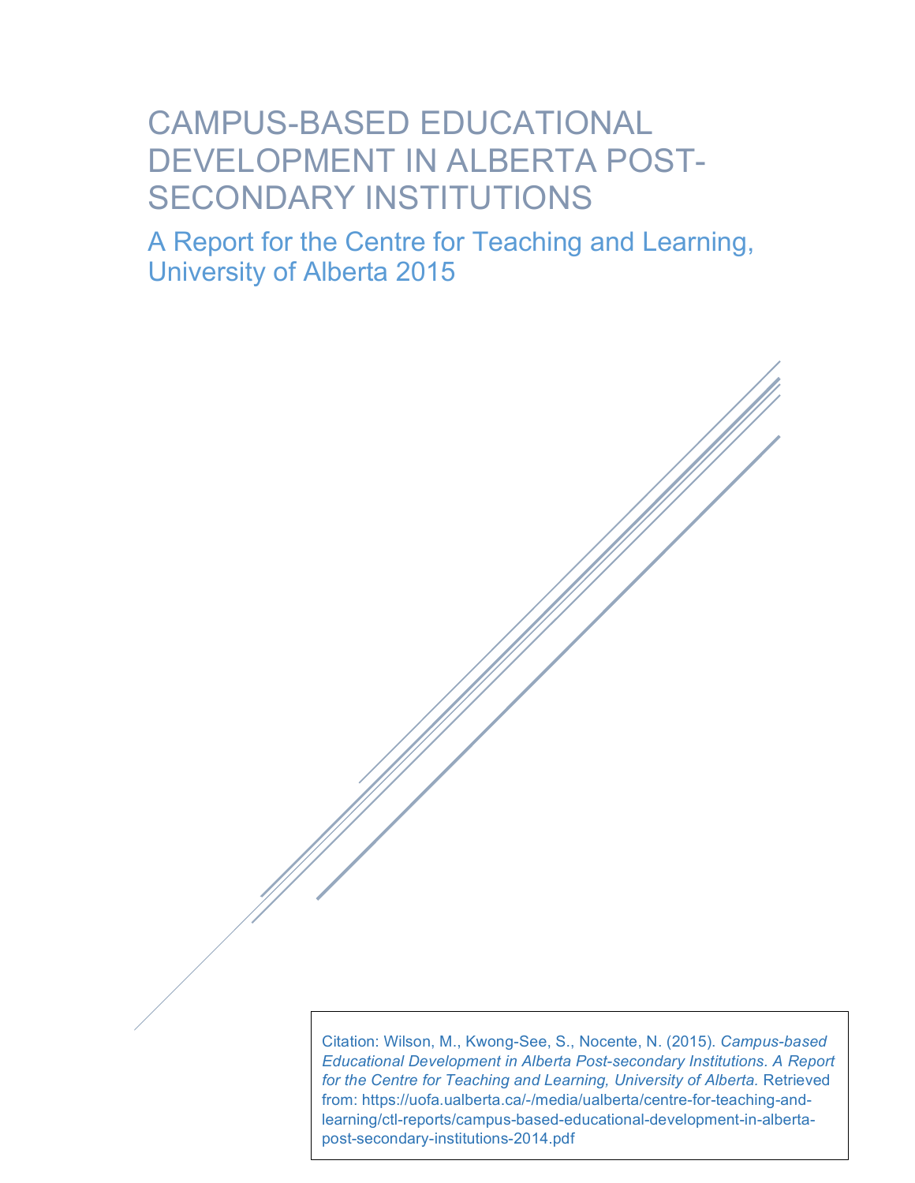# CAMPUS-BASED EDUCATIONAL DEVELOPMENT IN ALBERTA POST-SECONDARY INSTITUTIONS

## A Report for the Centre for Teaching and Learning, University of Alberta 2015

Citation: Wilson, M., Kwong-See, S., Nocente, N. (2015). *Campus-based Educational Development in Alberta Post-secondary Institutions. A Report for the Centre for Teaching and Learning, University of Alberta.* Retrieved from: https://uofa.ualberta.ca/-/media/ualberta/centre-for-teaching-and-learning/ctl-reports/campus-based-educational-development-in-alberta-post-secondary-institutions-2014.pdf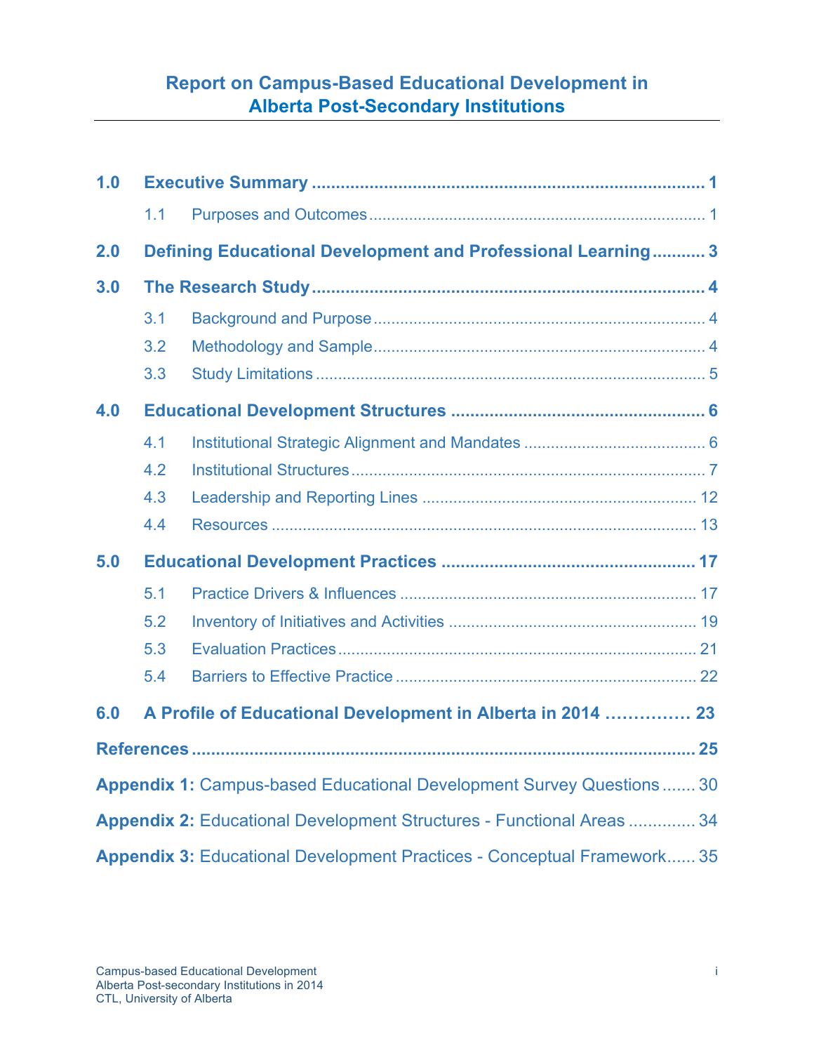# Report on Campus-Based Educational Development in Alberta Post-Secondary Institutions

**1.0 Executive Summary** .......... **1**

- 1.1 Purposes and Outcomes .......... 1

**2.0 Defining Educational Development and Professional Learning** .......... **3**

**3.0 The Research Study** .......... **4**

- 3.1 Background and Purpose .......... 4
- 3.2 Methodology and Sample .......... 4
- 3.3 Study Limitations .......... 5

**4.0 Educational Development Structures** .......... **6**

- 4.1 Institutional Strategic Alignment and Mandates .......... 6
- 4.2 Institutional Structures .......... 7
- 4.3 Leadership and Reporting Lines .......... 12
- 4.4 Resources .......... 13

**5.0 Educational Development Practices** .......... **17**

- 5.1 Practice Drivers & Influences .......... 17
- 5.2 Inventory of Initiatives and Activities .......... 19
- 5.3 Evaluation Practices .......... 21
- 5.4 Barriers to Effective Practice .......... 22

**6.0 A Profile of Educational Development in Alberta in 2014** .......... **23**

**References** .......... **25**

**Appendix 1:** Campus-based Educational Development Survey Questions .......... 30

**Appendix 2:** Educational Development Structures - Functional Areas .......... 34

**Appendix 3:** Educational Development Practices - Conceptual Framework .......... 35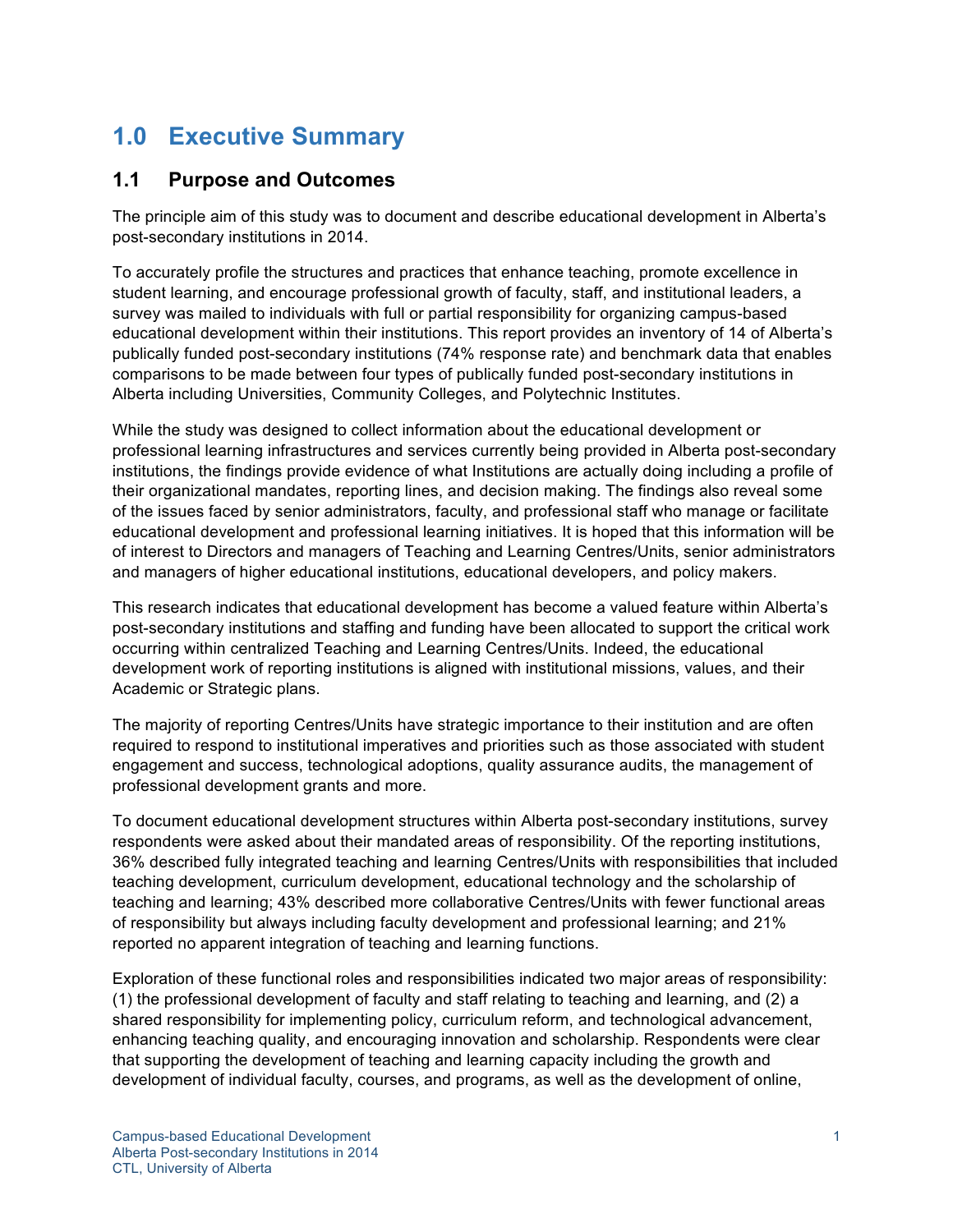# 1.0 Executive Summary

## 1.1 Purpose and Outcomes

The principle aim of this study was to document and describe educational development in Alberta's post-secondary institutions in 2014.

To accurately profile the structures and practices that enhance teaching, promote excellence in student learning, and encourage professional growth of faculty, staff, and institutional leaders, a survey was mailed to individuals with full or partial responsibility for organizing campus-based educational development within their institutions. This report provides an inventory of 14 of Alberta's publically funded post-secondary institutions (74% response rate) and benchmark data that enables comparisons to be made between four types of publically funded post-secondary institutions in Alberta including Universities, Community Colleges, and Polytechnic Institutes.

While the study was designed to collect information about the educational development or professional learning infrastructures and services currently being provided in Alberta post-secondary institutions, the findings provide evidence of what Institutions are actually doing including a profile of their organizational mandates, reporting lines, and decision making. The findings also reveal some of the issues faced by senior administrators, faculty, and professional staff who manage or facilitate educational development and professional learning initiatives. It is hoped that this information will be of interest to Directors and managers of Teaching and Learning Centres/Units, senior administrators and managers of higher educational institutions, educational developers, and policy makers.

This research indicates that educational development has become a valued feature within Alberta's post-secondary institutions and staffing and funding have been allocated to support the critical work occurring within centralized Teaching and Learning Centres/Units. Indeed, the educational development work of reporting institutions is aligned with institutional missions, values, and their Academic or Strategic plans.

The majority of reporting Centres/Units have strategic importance to their institution and are often required to respond to institutional imperatives and priorities such as those associated with student engagement and success, technological adoptions, quality assurance audits, the management of professional development grants and more.

To document educational development structures within Alberta post-secondary institutions, survey respondents were asked about their mandated areas of responsibility. Of the reporting institutions, 36% described fully integrated teaching and learning Centres/Units with responsibilities that included teaching development, curriculum development, educational technology and the scholarship of teaching and learning; 43% described more collaborative Centres/Units with fewer functional areas of responsibility but always including faculty development and professional learning; and 21% reported no apparent integration of teaching and learning functions.

Exploration of these functional roles and responsibilities indicated two major areas of responsibility: (1) the professional development of faculty and staff relating to teaching and learning, and (2) a shared responsibility for implementing policy, curriculum reform, and technological advancement, enhancing teaching quality, and encouraging innovation and scholarship. Respondents were clear that supporting the development of teaching and learning capacity including the growth and development of individual faculty, courses, and programs, as well as the development of online,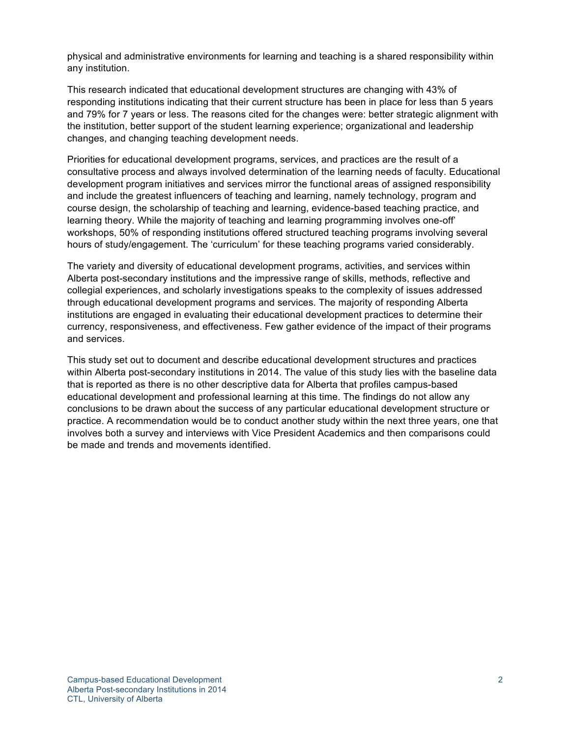physical and administrative environments for learning and teaching is a shared responsibility within any institution.

This research indicated that educational development structures are changing with 43% of responding institutions indicating that their current structure has been in place for less than 5 years and 79% for 7 years or less. The reasons cited for the changes were: better strategic alignment with the institution, better support of the student learning experience; organizational and leadership changes, and changing teaching development needs.

Priorities for educational development programs, services, and practices are the result of a consultative process and always involved determination of the learning needs of faculty. Educational development program initiatives and services mirror the functional areas of assigned responsibility and include the greatest influencers of teaching and learning, namely technology, program and course design, the scholarship of teaching and learning, evidence-based teaching practice, and learning theory. While the majority of teaching and learning programming involves one-off' workshops, 50% of responding institutions offered structured teaching programs involving several hours of study/engagement. The 'curriculum' for these teaching programs varied considerably.

The variety and diversity of educational development programs, activities, and services within Alberta post-secondary institutions and the impressive range of skills, methods, reflective and collegial experiences, and scholarly investigations speaks to the complexity of issues addressed through educational development programs and services. The majority of responding Alberta institutions are engaged in evaluating their educational development practices to determine their currency, responsiveness, and effectiveness. Few gather evidence of the impact of their programs and services.

This study set out to document and describe educational development structures and practices within Alberta post-secondary institutions in 2014. The value of this study lies with the baseline data that is reported as there is no other descriptive data for Alberta that profiles campus-based educational development and professional learning at this time. The findings do not allow any conclusions to be drawn about the success of any particular educational development structure or practice. A recommendation would be to conduct another study within the next three years, one that involves both a survey and interviews with Vice President Academics and then comparisons could be made and trends and movements identified.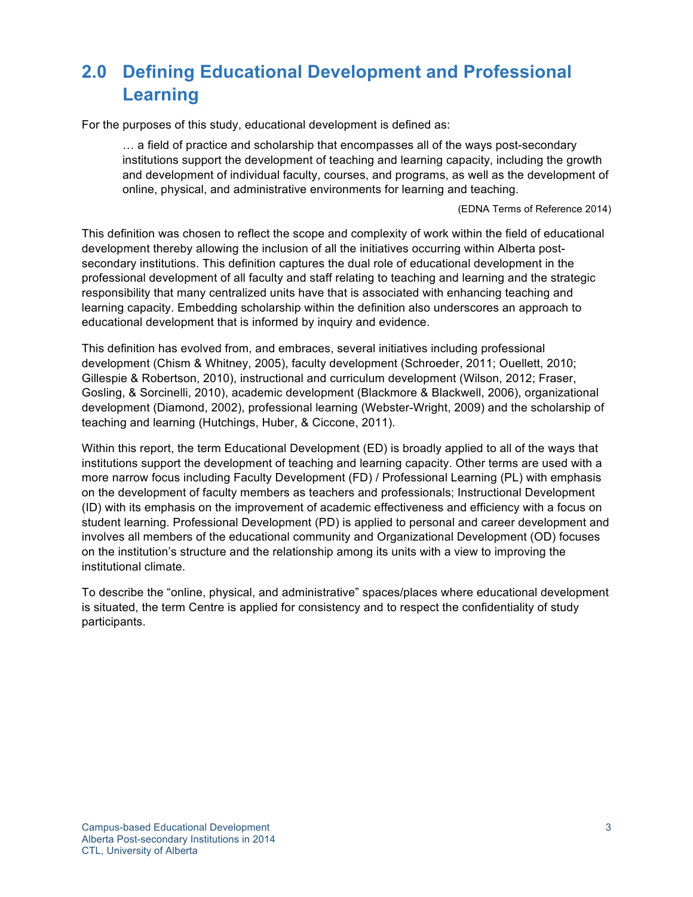## 2.0 Defining Educational Development and Professional Learning

For the purposes of this study, educational development is defined as:

> … a field of practice and scholarship that encompasses all of the ways post-secondary institutions support the development of teaching and learning capacity, including the growth and development of individual faculty, courses, and programs, as well as the development of online, physical, and administrative environments for learning and teaching.
>
> (EDNA Terms of Reference 2014)

This definition was chosen to reflect the scope and complexity of work within the field of educational development thereby allowing the inclusion of all the initiatives occurring within Alberta post-secondary institutions. This definition captures the dual role of educational development in the professional development of all faculty and staff relating to teaching and learning and the strategic responsibility that many centralized units have that is associated with enhancing teaching and learning capacity. Embedding scholarship within the definition also underscores an approach to educational development that is informed by inquiry and evidence.

This definition has evolved from, and embraces, several initiatives including professional development (Chism & Whitney, 2005), faculty development (Schroeder, 2011; Ouellett, 2010; Gillespie & Robertson, 2010), instructional and curriculum development (Wilson, 2012; Fraser, Gosling, & Sorcinelli, 2010), academic development (Blackmore & Blackwell, 2006), organizational development (Diamond, 2002), professional learning (Webster-Wright, 2009) and the scholarship of teaching and learning (Hutchings, Huber, & Ciccone, 2011).

Within this report, the term Educational Development (ED) is broadly applied to all of the ways that institutions support the development of teaching and learning capacity. Other terms are used with a more narrow focus including Faculty Development (FD) / Professional Learning (PL) with emphasis on the development of faculty members as teachers and professionals; Instructional Development (ID) with its emphasis on the improvement of academic effectiveness and efficiency with a focus on student learning. Professional Development (PD) is applied to personal and career development and involves all members of the educational community and Organizational Development (OD) focuses on the institution's structure and the relationship among its units with a view to improving the institutional climate.

To describe the "online, physical, and administrative" spaces/places where educational development is situated, the term Centre is applied for consistency and to respect the confidentiality of study participants.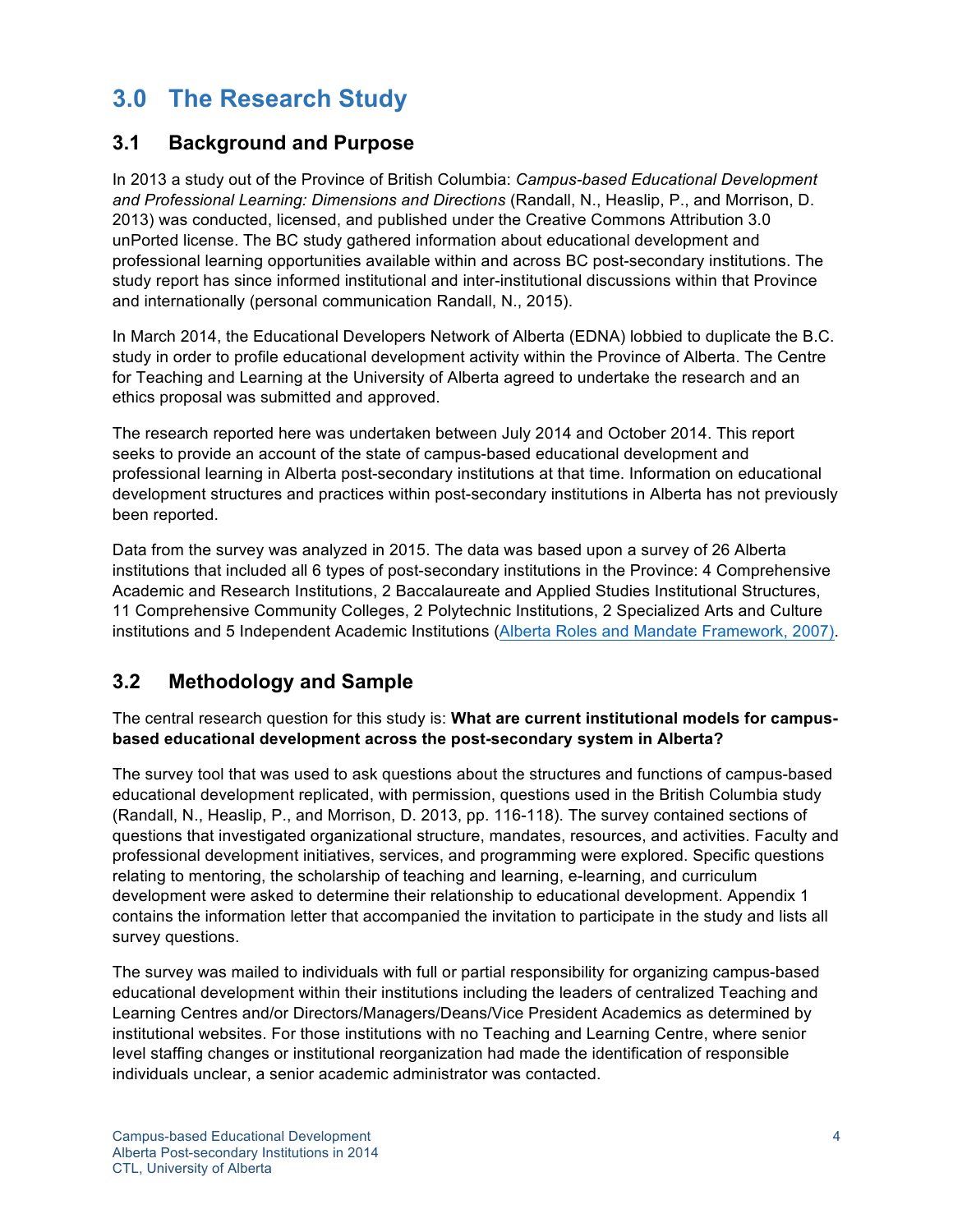# 3.0 The Research Study

## 3.1 Background and Purpose

In 2013 a study out of the Province of British Columbia: *Campus-based Educational Development and Professional Learning: Dimensions and Directions* (Randall, N., Heaslip, P., and Morrison, D. 2013) was conducted, licensed, and published under the Creative Commons Attribution 3.0 unPorted license. The BC study gathered information about educational development and professional learning opportunities available within and across BC post-secondary institutions. The study report has since informed institutional and inter-institutional discussions within that Province and internationally (personal communication Randall, N., 2015).

In March 2014, the Educational Developers Network of Alberta (EDNA) lobbied to duplicate the B.C. study in order to profile educational development activity within the Province of Alberta. The Centre for Teaching and Learning at the University of Alberta agreed to undertake the research and an ethics proposal was submitted and approved.

The research reported here was undertaken between July 2014 and October 2014. This report seeks to provide an account of the state of campus-based educational development and professional learning in Alberta post-secondary institutions at that time. Information on educational development structures and practices within post-secondary institutions in Alberta has not previously been reported.

Data from the survey was analyzed in 2015. The data was based upon a survey of 26 Alberta institutions that included all 6 types of post-secondary institutions in the Province: 4 Comprehensive Academic and Research Institutions, 2 Baccalaureate and Applied Studies Institutional Structures, 11 Comprehensive Community Colleges, 2 Polytechnic Institutions, 2 Specialized Arts and Culture institutions and 5 Independent Academic Institutions (Alberta Roles and Mandate Framework, 2007).

## 3.2 Methodology and Sample

The central research question for this study is: **What are current institutional models for campus-based educational development across the post-secondary system in Alberta?**

The survey tool that was used to ask questions about the structures and functions of campus-based educational development replicated, with permission, questions used in the British Columbia study (Randall, N., Heaslip, P., and Morrison, D. 2013, pp. 116-118). The survey contained sections of questions that investigated organizational structure, mandates, resources, and activities. Faculty and professional development initiatives, services, and programming were explored. Specific questions relating to mentoring, the scholarship of teaching and learning, e-learning, and curriculum development were asked to determine their relationship to educational development. Appendix 1 contains the information letter that accompanied the invitation to participate in the study and lists all survey questions.

The survey was mailed to individuals with full or partial responsibility for organizing campus-based educational development within their institutions including the leaders of centralized Teaching and Learning Centres and/or Directors/Managers/Deans/Vice President Academics as determined by institutional websites. For those institutions with no Teaching and Learning Centre, where senior level staffing changes or institutional reorganization had made the identification of responsible individuals unclear, a senior academic administrator was contacted.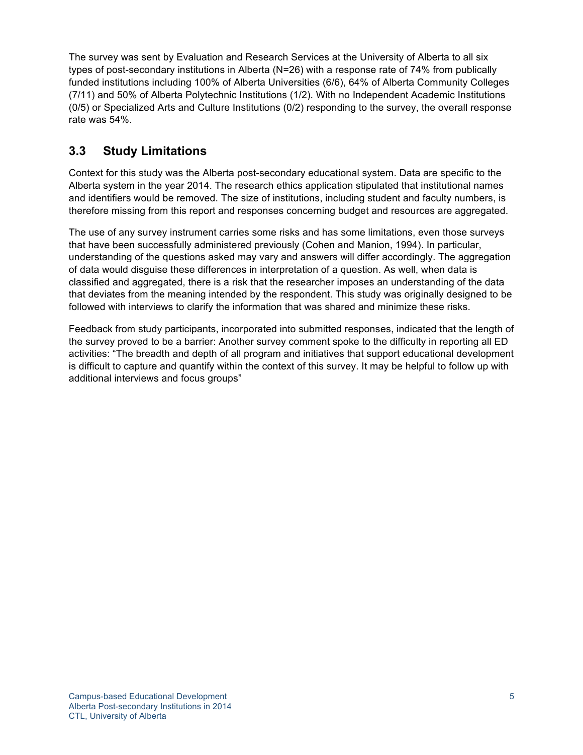The survey was sent by Evaluation and Research Services at the University of Alberta to all six types of post-secondary institutions in Alberta (N=26) with a response rate of 74% from publically funded institutions including 100% of Alberta Universities (6/6), 64% of Alberta Community Colleges (7/11) and 50% of Alberta Polytechnic Institutions (1/2). With no Independent Academic Institutions (0/5) or Specialized Arts and Culture Institutions (0/2) responding to the survey, the overall response rate was 54%.

## 3.3 Study Limitations

Context for this study was the Alberta post-secondary educational system. Data are specific to the Alberta system in the year 2014. The research ethics application stipulated that institutional names and identifiers would be removed. The size of institutions, including student and faculty numbers, is therefore missing from this report and responses concerning budget and resources are aggregated.

The use of any survey instrument carries some risks and has some limitations, even those surveys that have been successfully administered previously (Cohen and Manion, 1994). In particular, understanding of the questions asked may vary and answers will differ accordingly. The aggregation of data would disguise these differences in interpretation of a question. As well, when data is classified and aggregated, there is a risk that the researcher imposes an understanding of the data that deviates from the meaning intended by the respondent. This study was originally designed to be followed with interviews to clarify the information that was shared and minimize these risks.

Feedback from study participants, incorporated into submitted responses, indicated that the length of the survey proved to be a barrier: Another survey comment spoke to the difficulty in reporting all ED activities: "The breadth and depth of all program and initiatives that support educational development is difficult to capture and quantify within the context of this survey. It may be helpful to follow up with additional interviews and focus groups"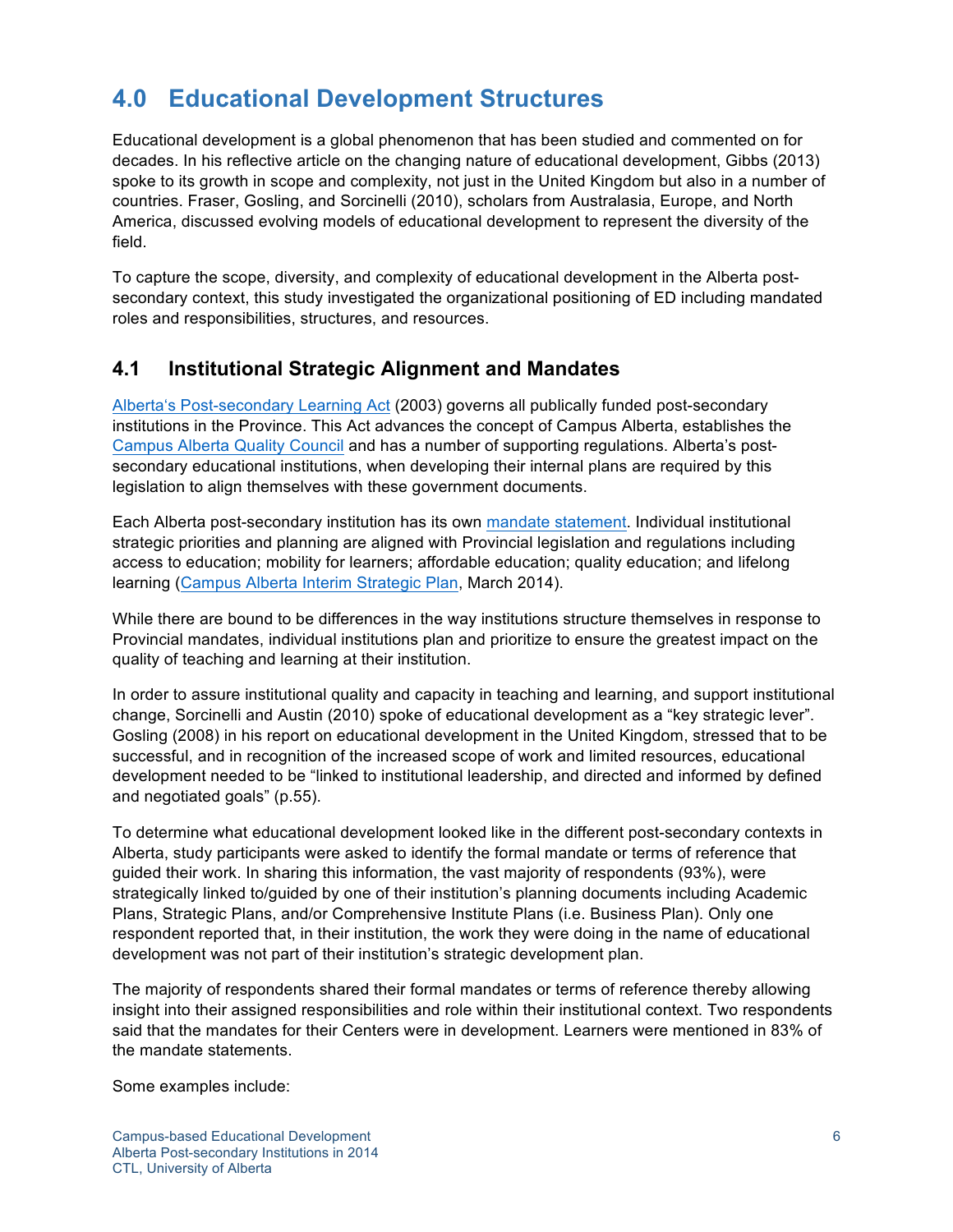## 4.0 Educational Development Structures

Educational development is a global phenomenon that has been studied and commented on for decades. In his reflective article on the changing nature of educational development, Gibbs (2013) spoke to its growth in scope and complexity, not just in the United Kingdom but also in a number of countries. Fraser, Gosling, and Sorcinelli (2010), scholars from Australasia, Europe, and North America, discussed evolving models of educational development to represent the diversity of the field.

To capture the scope, diversity, and complexity of educational development in the Alberta post-secondary context, this study investigated the organizational positioning of ED including mandated roles and responsibilities, structures, and resources.

### 4.1 Institutional Strategic Alignment and Mandates

Alberta's Post-secondary Learning Act (2003) governs all publically funded post-secondary institutions in the Province. This Act advances the concept of Campus Alberta, establishes the Campus Alberta Quality Council and has a number of supporting regulations. Alberta's post-secondary educational institutions, when developing their internal plans are required by this legislation to align themselves with these government documents.

Each Alberta post-secondary institution has its own mandate statement. Individual institutional strategic priorities and planning are aligned with Provincial legislation and regulations including access to education; mobility for learners; affordable education; quality education; and lifelong learning (Campus Alberta Interim Strategic Plan, March 2014).

While there are bound to be differences in the way institutions structure themselves in response to Provincial mandates, individual institutions plan and prioritize to ensure the greatest impact on the quality of teaching and learning at their institution.

In order to assure institutional quality and capacity in teaching and learning, and support institutional change, Sorcinelli and Austin (2010) spoke of educational development as a "key strategic lever". Gosling (2008) in his report on educational development in the United Kingdom, stressed that to be successful, and in recognition of the increased scope of work and limited resources, educational development needed to be "linked to institutional leadership, and directed and informed by defined and negotiated goals" (p.55).

To determine what educational development looked like in the different post-secondary contexts in Alberta, study participants were asked to identify the formal mandate or terms of reference that guided their work. In sharing this information, the vast majority of respondents (93%), were strategically linked to/guided by one of their institution's planning documents including Academic Plans, Strategic Plans, and/or Comprehensive Institute Plans (i.e. Business Plan). Only one respondent reported that, in their institution, the work they were doing in the name of educational development was not part of their institution's strategic development plan.

The majority of respondents shared their formal mandates or terms of reference thereby allowing insight into their assigned responsibilities and role within their institutional context. Two respondents said that the mandates for their Centers were in development. Learners were mentioned in 83% of the mandate statements.

Some examples include: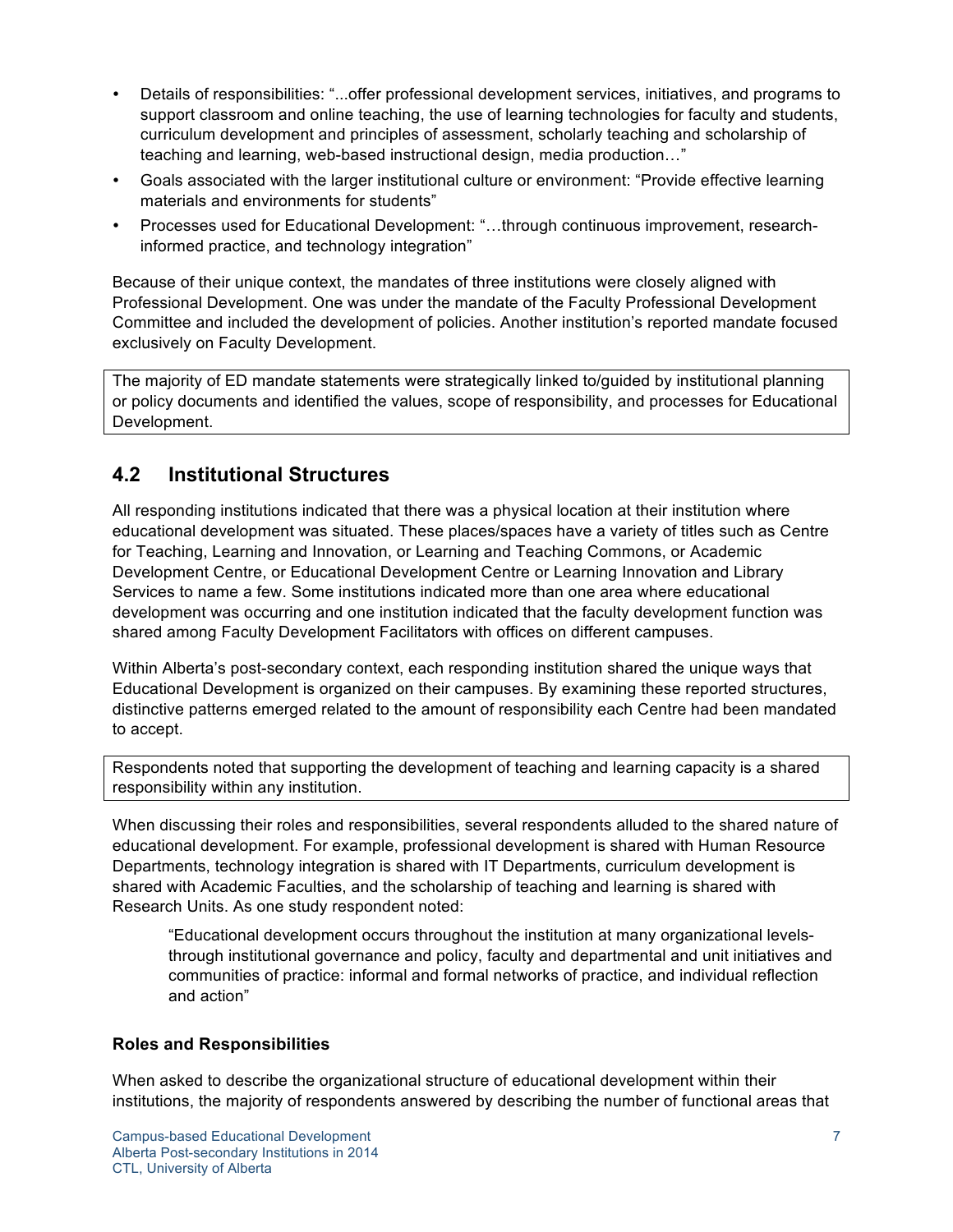- Details of responsibilities: "...offer professional development services, initiatives, and programs to support classroom and online teaching, the use of learning technologies for faculty and students, curriculum development and principles of assessment, scholarly teaching and scholarship of teaching and learning, web-based instructional design, media production…"
- Goals associated with the larger institutional culture or environment: "Provide effective learning materials and environments for students"
- Processes used for Educational Development: "…through continuous improvement, research-informed practice, and technology integration"

Because of their unique context, the mandates of three institutions were closely aligned with Professional Development. One was under the mandate of the Faculty Professional Development Committee and included the development of policies. Another institution's reported mandate focused exclusively on Faculty Development.

> The majority of ED mandate statements were strategically linked to/guided by institutional planning or policy documents and identified the values, scope of responsibility, and processes for Educational Development.

## 4.2 Institutional Structures

All responding institutions indicated that there was a physical location at their institution where educational development was situated. These places/spaces have a variety of titles such as Centre for Teaching, Learning and Innovation, or Learning and Teaching Commons, or Academic Development Centre, or Educational Development Centre or Learning Innovation and Library Services to name a few. Some institutions indicated more than one area where educational development was occurring and one institution indicated that the faculty development function was shared among Faculty Development Facilitators with offices on different campuses.

Within Alberta's post-secondary context, each responding institution shared the unique ways that Educational Development is organized on their campuses. By examining these reported structures, distinctive patterns emerged related to the amount of responsibility each Centre had been mandated to accept.

> Respondents noted that supporting the development of teaching and learning capacity is a shared responsibility within any institution.

When discussing their roles and responsibilities, several respondents alluded to the shared nature of educational development. For example, professional development is shared with Human Resource Departments, technology integration is shared with IT Departments, curriculum development is shared with Academic Faculties, and the scholarship of teaching and learning is shared with Research Units. As one study respondent noted:

> "Educational development occurs throughout the institution at many organizational levels- through institutional governance and policy, faculty and departmental and unit initiatives and communities of practice: informal and formal networks of practice, and individual reflection and action"

### Roles and Responsibilities

When asked to describe the organizational structure of educational development within their institutions, the majority of respondents answered by describing the number of functional areas that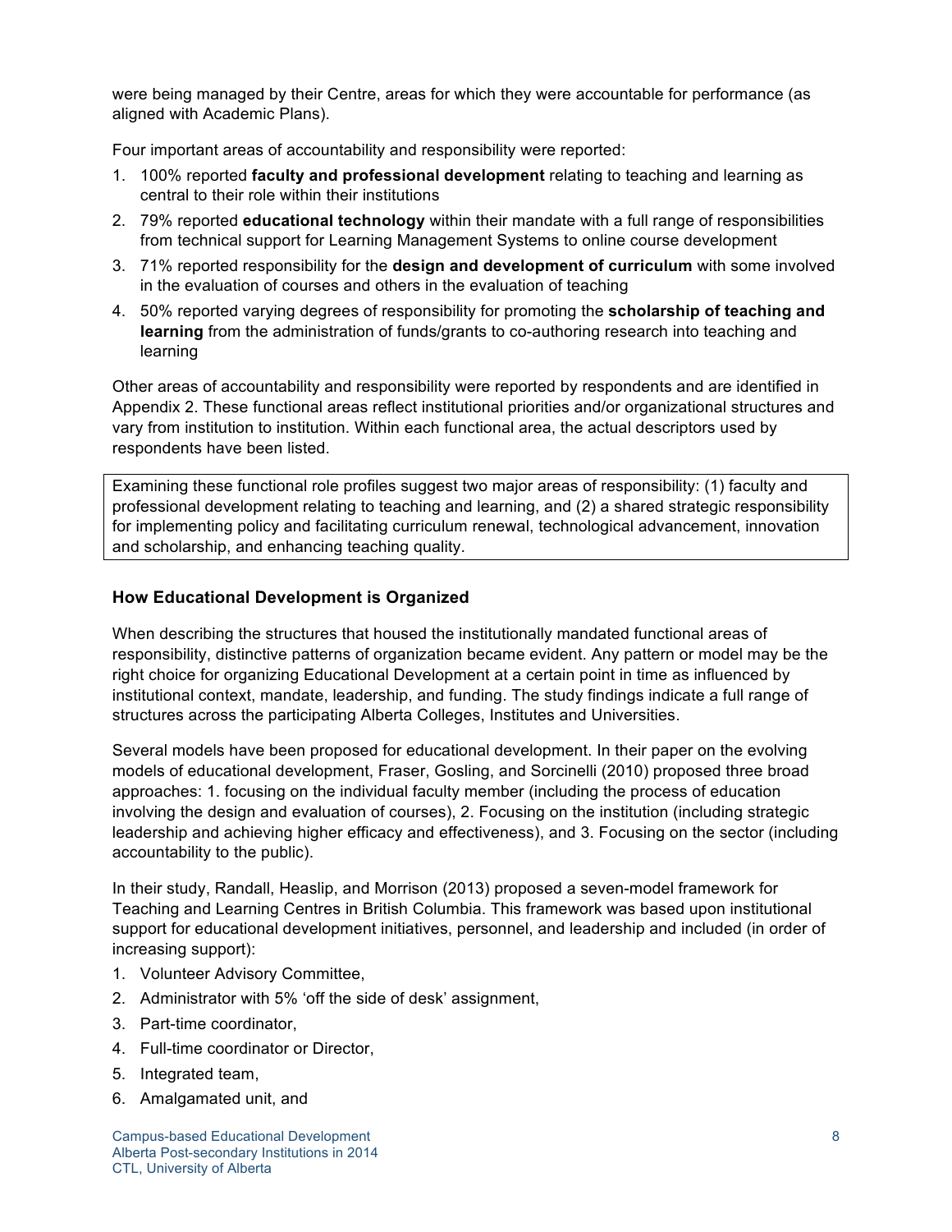were being managed by their Centre, areas for which they were accountable for performance (as aligned with Academic Plans).

Four important areas of accountability and responsibility were reported:

1. 100% reported **faculty and professional development** relating to teaching and learning as central to their role within their institutions
2. 79% reported **educational technology** within their mandate with a full range of responsibilities from technical support for Learning Management Systems to online course development
3. 71% reported responsibility for the **design and development of curriculum** with some involved in the evaluation of courses and others in the evaluation of teaching
4. 50% reported varying degrees of responsibility for promoting the **scholarship of teaching and learning** from the administration of funds/grants to co-authoring research into teaching and learning

Other areas of accountability and responsibility were reported by respondents and are identified in Appendix 2. These functional areas reflect institutional priorities and/or organizational structures and vary from institution to institution. Within each functional area, the actual descriptors used by respondents have been listed.

> Examining these functional role profiles suggest two major areas of responsibility: (1) faculty and professional development relating to teaching and learning, and (2) a shared strategic responsibility for implementing policy and facilitating curriculum renewal, technological advancement, innovation and scholarship, and enhancing teaching quality.

### How Educational Development is Organized

When describing the structures that housed the institutionally mandated functional areas of responsibility, distinctive patterns of organization became evident. Any pattern or model may be the right choice for organizing Educational Development at a certain point in time as influenced by institutional context, mandate, leadership, and funding. The study findings indicate a full range of structures across the participating Alberta Colleges, Institutes and Universities.

Several models have been proposed for educational development. In their paper on the evolving models of educational development, Fraser, Gosling, and Sorcinelli (2010) proposed three broad approaches: 1. focusing on the individual faculty member (including the process of education involving the design and evaluation of courses), 2. Focusing on the institution (including strategic leadership and achieving higher efficacy and effectiveness), and 3. Focusing on the sector (including accountability to the public).

In their study, Randall, Heaslip, and Morrison (2013) proposed a seven-model framework for Teaching and Learning Centres in British Columbia. This framework was based upon institutional support for educational development initiatives, personnel, and leadership and included (in order of increasing support):

1. Volunteer Advisory Committee,
2. Administrator with 5% 'off the side of desk' assignment,
3. Part-time coordinator,
4. Full-time coordinator or Director,
5. Integrated team,
6. Amalgamated unit, and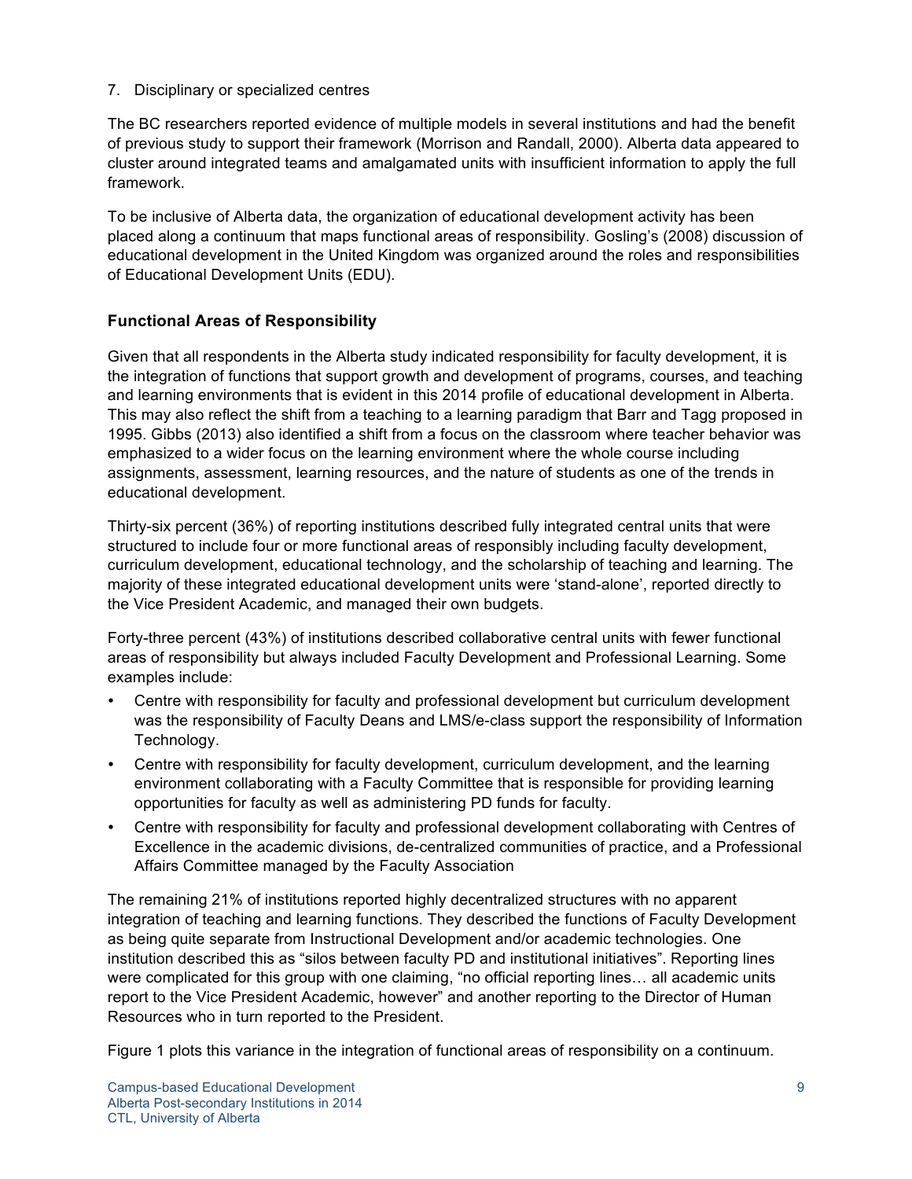7. Disciplinary or specialized centres

The BC researchers reported evidence of multiple models in several institutions and had the benefit of previous study to support their framework (Morrison and Randall, 2000). Alberta data appeared to cluster around integrated teams and amalgamated units with insufficient information to apply the full framework.

To be inclusive of Alberta data, the organization of educational development activity has been placed along a continuum that maps functional areas of responsibility. Gosling's (2008) discussion of educational development in the United Kingdom was organized around the roles and responsibilities of Educational Development Units (EDU).

### Functional Areas of Responsibility

Given that all respondents in the Alberta study indicated responsibility for faculty development, it is the integration of functions that support growth and development of programs, courses, and teaching and learning environments that is evident in this 2014 profile of educational development in Alberta. This may also reflect the shift from a teaching to a learning paradigm that Barr and Tagg proposed in 1995. Gibbs (2013) also identified a shift from a focus on the classroom where teacher behavior was emphasized to a wider focus on the learning environment where the whole course including assignments, assessment, learning resources, and the nature of students as one of the trends in educational development.

Thirty-six percent (36%) of reporting institutions described fully integrated central units that were structured to include four or more functional areas of responsibly including faculty development, curriculum development, educational technology, and the scholarship of teaching and learning. The majority of these integrated educational development units were 'stand-alone', reported directly to the Vice President Academic, and managed their own budgets.

Forty-three percent (43%) of institutions described collaborative central units with fewer functional areas of responsibility but always included Faculty Development and Professional Learning. Some examples include:

- Centre with responsibility for faculty and professional development but curriculum development was the responsibility of Faculty Deans and LMS/e-class support the responsibility of Information Technology.
- Centre with responsibility for faculty development, curriculum development, and the learning environment collaborating with a Faculty Committee that is responsible for providing learning opportunities for faculty as well as administering PD funds for faculty.
- Centre with responsibility for faculty and professional development collaborating with Centres of Excellence in the academic divisions, de-centralized communities of practice, and a Professional Affairs Committee managed by the Faculty Association

The remaining 21% of institutions reported highly decentralized structures with no apparent integration of teaching and learning functions. They described the functions of Faculty Development as being quite separate from Instructional Development and/or academic technologies. One institution described this as "silos between faculty PD and institutional initiatives". Reporting lines were complicated for this group with one claiming, "no official reporting lines… all academic units report to the Vice President Academic, however" and another reporting to the Director of Human Resources who in turn reported to the President.

Figure 1 plots this variance in the integration of functional areas of responsibility on a continuum.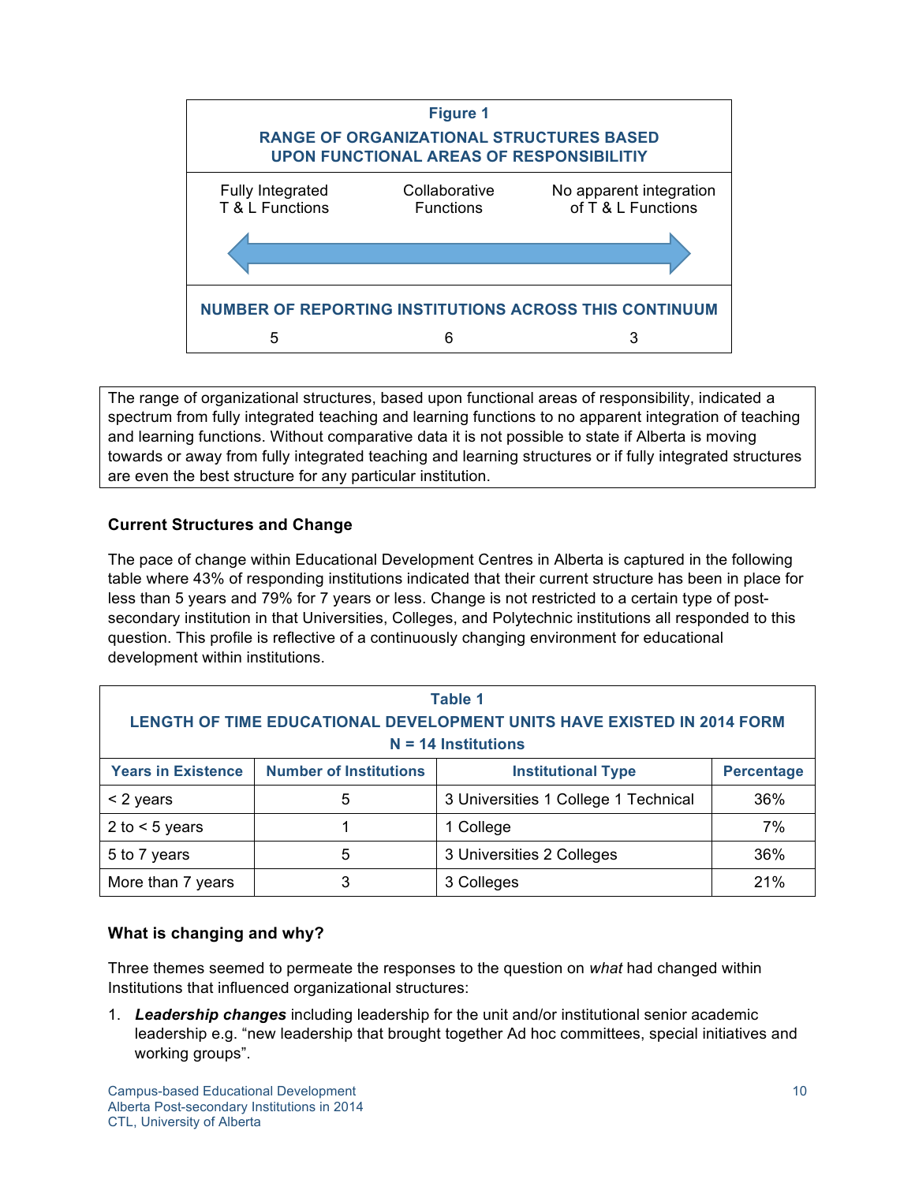**Figure 1**

**RANGE OF ORGANIZATIONAL STRUCTURES BASED UPON FUNCTIONAL AREAS OF RESPONSIBILITIY**

| Fully Integrated T & L Functions | Collaborative Functions | No apparent integration of T & L Functions |
|---|---|---|
| **NUMBER OF REPORTING INSTITUTIONS ACROSS THIS CONTINUUM** | | |
| 5 | 6 | 3 |

The range of organizational structures, based upon functional areas of responsibility, indicated a spectrum from fully integrated teaching and learning functions to no apparent integration of teaching and learning functions. Without comparative data it is not possible to state if Alberta is moving towards or away from fully integrated teaching and learning structures or if fully integrated structures are even the best structure for any particular institution.

### Current Structures and Change

The pace of change within Educational Development Centres in Alberta is captured in the following table where 43% of responding institutions indicated that their current structure has been in place for less than 5 years and 79% for 7 years or less. Change is not restricted to a certain type of post-secondary institution in that Universities, Colleges, and Polytechnic institutions all responded to this question. This profile is reflective of a continuously changing environment for educational development within institutions.

**Table 1**
**LENGTH OF TIME EDUCATIONAL DEVELOPMENT UNITS HAVE EXISTED IN 2014 FORM**
**N = 14 Institutions**

| Years in Existence | Number of Institutions | Institutional Type | Percentage |
|---|---|---|---|
| < 2 years | 5 | 3 Universities 1 College 1 Technical | 36% |
| 2 to < 5 years | 1 | 1 College | 7% |
| 5 to 7 years | 5 | 3 Universities 2 Colleges | 36% |
| More than 7 years | 3 | 3 Colleges | 21% |

### What is changing and why?

Three themes seemed to permeate the responses to the question on *what* had changed within Institutions that influenced organizational structures:

1. ***Leadership changes*** including leadership for the unit and/or institutional senior academic leadership e.g. "new leadership that brought together Ad hoc committees, special initiatives and working groups".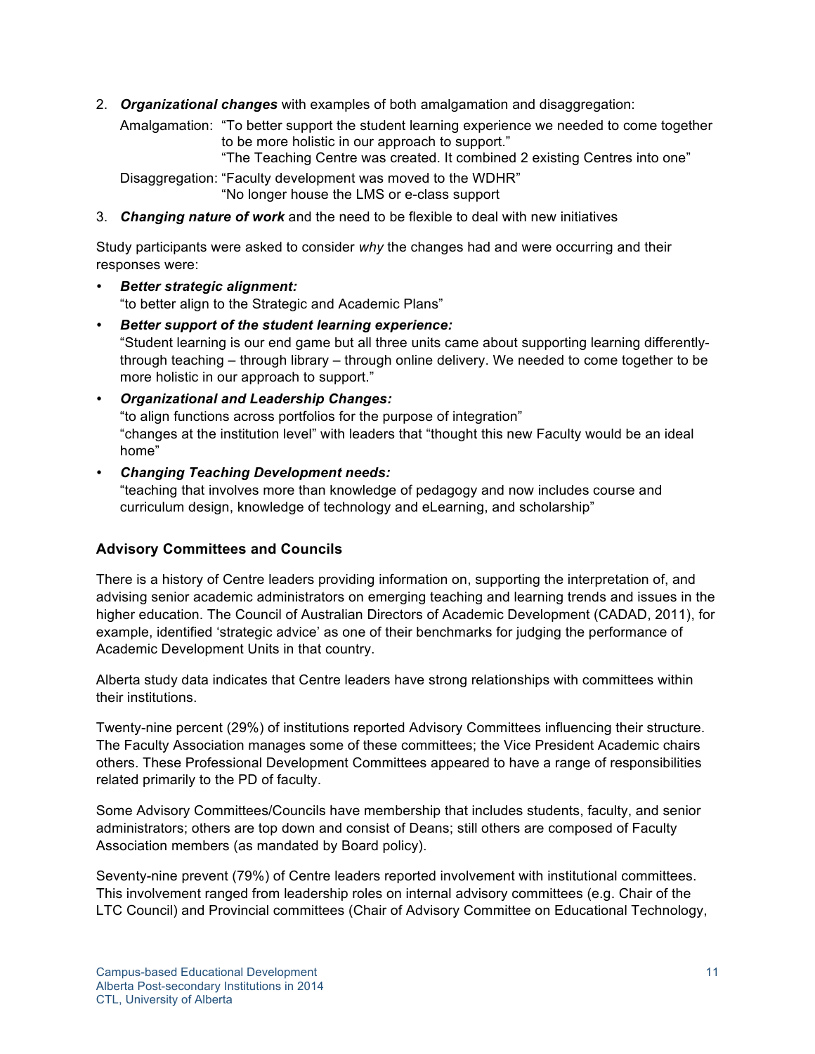2. ***Organizational changes*** with examples of both amalgamation and disaggregation:

   Amalgamation: "To better support the student learning experience we needed to come together to be more holistic in our approach to support."
   "The Teaching Centre was created. It combined 2 existing Centres into one"

   Disaggregation: "Faculty development was moved to the WDHR"
   "No longer house the LMS or e-class support

3. ***Changing nature of work*** and the need to be flexible to deal with new initiatives

Study participants were asked to consider *why* the changes had and were occurring and their responses were:

- ***Better strategic alignment:***
  "to better align to the Strategic and Academic Plans"
- ***Better support of the student learning experience:***
  "Student learning is our end game but all three units came about supporting learning differently-through teaching – through library – through online delivery. We needed to come together to be more holistic in our approach to support."
- ***Organizational and Leadership Changes:***
  "to align functions across portfolios for the purpose of integration"
  "changes at the institution level" with leaders that "thought this new Faculty would be an ideal home"
- ***Changing Teaching Development needs:***
  "teaching that involves more than knowledge of pedagogy and now includes course and curriculum design, knowledge of technology and eLearning, and scholarship"

## Advisory Committees and Councils

There is a history of Centre leaders providing information on, supporting the interpretation of, and advising senior academic administrators on emerging teaching and learning trends and issues in the higher education. The Council of Australian Directors of Academic Development (CADAD, 2011), for example, identified 'strategic advice' as one of their benchmarks for judging the performance of Academic Development Units in that country.

Alberta study data indicates that Centre leaders have strong relationships with committees within their institutions.

Twenty-nine percent (29%) of institutions reported Advisory Committees influencing their structure. The Faculty Association manages some of these committees; the Vice President Academic chairs others. These Professional Development Committees appeared to have a range of responsibilities related primarily to the PD of faculty.

Some Advisory Committees/Councils have membership that includes students, faculty, and senior administrators; others are top down and consist of Deans; still others are composed of Faculty Association members (as mandated by Board policy).

Seventy-nine prevent (79%) of Centre leaders reported involvement with institutional committees. This involvement ranged from leadership roles on internal advisory committees (e.g. Chair of the LTC Council) and Provincial committees (Chair of Advisory Committee on Educational Technology,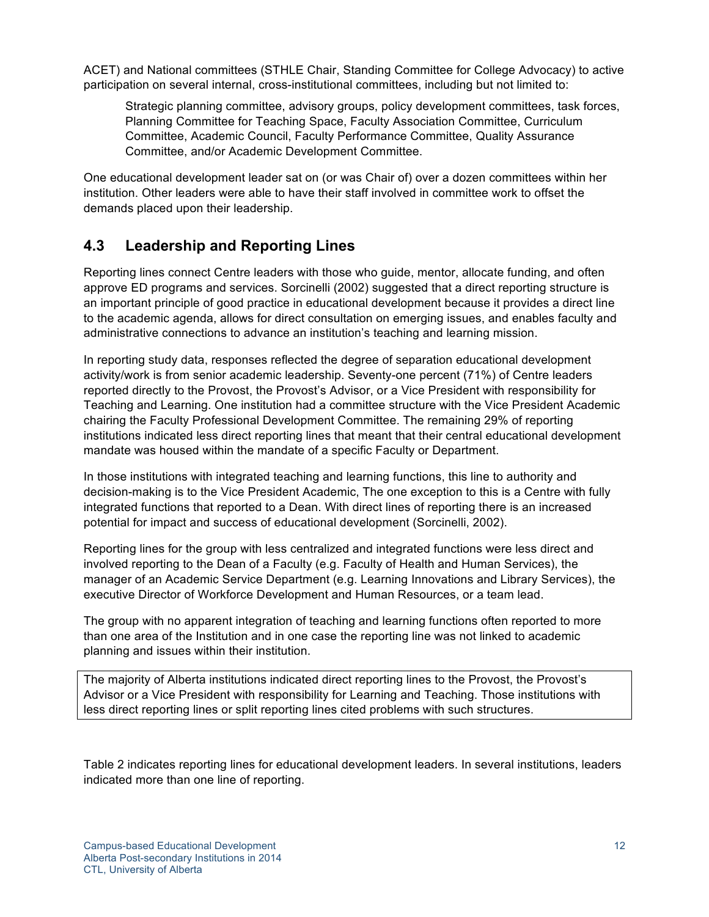ACET) and National committees (STHLE Chair, Standing Committee for College Advocacy) to active participation on several internal, cross-institutional committees, including but not limited to:

> Strategic planning committee, advisory groups, policy development committees, task forces, Planning Committee for Teaching Space, Faculty Association Committee, Curriculum Committee, Academic Council, Faculty Performance Committee, Quality Assurance Committee, and/or Academic Development Committee.

One educational development leader sat on (or was Chair of) over a dozen committees within her institution. Other leaders were able to have their staff involved in committee work to offset the demands placed upon their leadership.

## 4.3 Leadership and Reporting Lines

Reporting lines connect Centre leaders with those who guide, mentor, allocate funding, and often approve ED programs and services. Sorcinelli (2002) suggested that a direct reporting structure is an important principle of good practice in educational development because it provides a direct line to the academic agenda, allows for direct consultation on emerging issues, and enables faculty and administrative connections to advance an institution's teaching and learning mission.

In reporting study data, responses reflected the degree of separation educational development activity/work is from senior academic leadership. Seventy-one percent (71%) of Centre leaders reported directly to the Provost, the Provost's Advisor, or a Vice President with responsibility for Teaching and Learning. One institution had a committee structure with the Vice President Academic chairing the Faculty Professional Development Committee. The remaining 29% of reporting institutions indicated less direct reporting lines that meant that their central educational development mandate was housed within the mandate of a specific Faculty or Department.

In those institutions with integrated teaching and learning functions, this line to authority and decision-making is to the Vice President Academic, The one exception to this is a Centre with fully integrated functions that reported to a Dean. With direct lines of reporting there is an increased potential for impact and success of educational development (Sorcinelli, 2002).

Reporting lines for the group with less centralized and integrated functions were less direct and involved reporting to the Dean of a Faculty (e.g. Faculty of Health and Human Services), the manager of an Academic Service Department (e.g. Learning Innovations and Library Services), the executive Director of Workforce Development and Human Resources, or a team lead.

The group with no apparent integration of teaching and learning functions often reported to more than one area of the Institution and in one case the reporting line was not linked to academic planning and issues within their institution.

> The majority of Alberta institutions indicated direct reporting lines to the Provost, the Provost's Advisor or a Vice President with responsibility for Learning and Teaching. Those institutions with less direct reporting lines or split reporting lines cited problems with such structures.

Table 2 indicates reporting lines for educational development leaders. In several institutions, leaders indicated more than one line of reporting.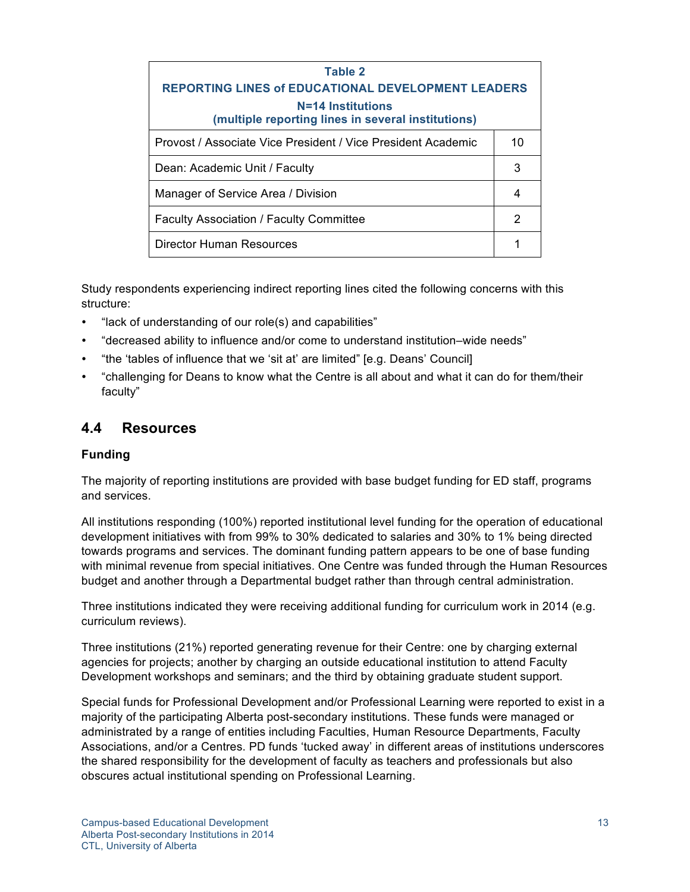| Table 2<br>REPORTING LINES of EDUCATIONAL DEVELOPMENT LEADERS<br>N=14 Institutions<br>(multiple reporting lines in several institutions) | |
|---|---|
| Provost / Associate Vice President / Vice President Academic | 10 |
| Dean: Academic Unit / Faculty | 3 |
| Manager of Service Area / Division | 4 |
| Faculty Association / Faculty Committee | 2 |
| Director Human Resources | 1 |

Study respondents experiencing indirect reporting lines cited the following concerns with this structure:

- "lack of understanding of our role(s) and capabilities"
- "decreased ability to influence and/or come to understand institution–wide needs"
- "the 'tables of influence that we 'sit at' are limited" [e.g. Deans' Council]
- "challenging for Deans to know what the Centre is all about and what it can do for them/their faculty"

## 4.4 Resources

### Funding

The majority of reporting institutions are provided with base budget funding for ED staff, programs and services.

All institutions responding (100%) reported institutional level funding for the operation of educational development initiatives with from 99% to 30% dedicated to salaries and 30% to 1% being directed towards programs and services. The dominant funding pattern appears to be one of base funding with minimal revenue from special initiatives. One Centre was funded through the Human Resources budget and another through a Departmental budget rather than through central administration.

Three institutions indicated they were receiving additional funding for curriculum work in 2014 (e.g. curriculum reviews).

Three institutions (21%) reported generating revenue for their Centre: one by charging external agencies for projects; another by charging an outside educational institution to attend Faculty Development workshops and seminars; and the third by obtaining graduate student support.

Special funds for Professional Development and/or Professional Learning were reported to exist in a majority of the participating Alberta post-secondary institutions. These funds were managed or administrated by a range of entities including Faculties, Human Resource Departments, Faculty Associations, and/or a Centres. PD funds 'tucked away' in different areas of institutions underscores the shared responsibility for the development of faculty as teachers and professionals but also obscures actual institutional spending on Professional Learning.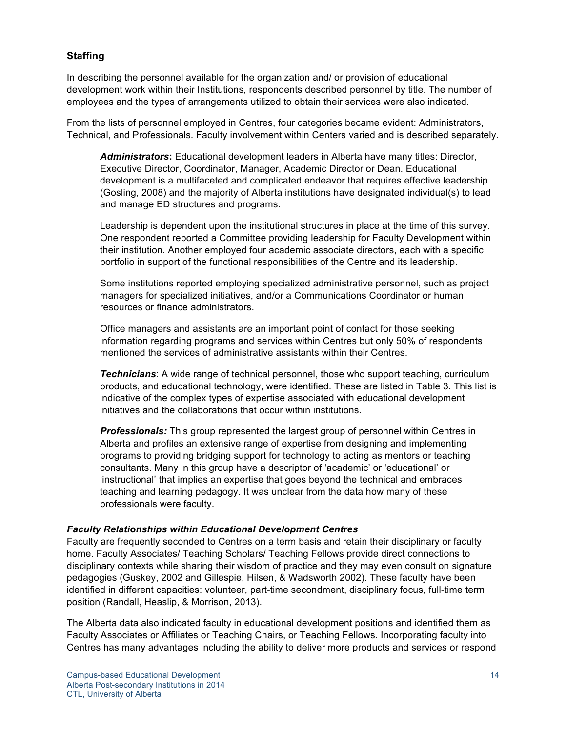## Staffing

In describing the personnel available for the organization and/ or provision of educational development work within their Institutions, respondents described personnel by title. The number of employees and the types of arrangements utilized to obtain their services were also indicated.

From the lists of personnel employed in Centres, four categories became evident: Administrators, Technical, and Professionals. Faculty involvement within Centers varied and is described separately.

> ***Administrators*:** Educational development leaders in Alberta have many titles: Director, Executive Director, Coordinator, Manager, Academic Director or Dean. Educational development is a multifaceted and complicated endeavor that requires effective leadership (Gosling, 2008) and the majority of Alberta institutions have designated individual(s) to lead and manage ED structures and programs.
>
> Leadership is dependent upon the institutional structures in place at the time of this survey. One respondent reported a Committee providing leadership for Faculty Development within their institution. Another employed four academic associate directors, each with a specific portfolio in support of the functional responsibilities of the Centre and its leadership.
>
> Some institutions reported employing specialized administrative personnel, such as project managers for specialized initiatives, and/or a Communications Coordinator or human resources or finance administrators.
>
> Office managers and assistants are an important point of contact for those seeking information regarding programs and services within Centres but only 50% of respondents mentioned the services of administrative assistants within their Centres.
>
> ***Technicians***: A wide range of technical personnel, those who support teaching, curriculum products, and educational technology, were identified. These are listed in Table 3. This list is indicative of the complex types of expertise associated with educational development initiatives and the collaborations that occur within institutions.
>
> ***Professionals:*** This group represented the largest group of personnel within Centres in Alberta and profiles an extensive range of expertise from designing and implementing programs to providing bridging support for technology to acting as mentors or teaching consultants. Many in this group have a descriptor of 'academic' or 'educational' or 'instructional' that implies an expertise that goes beyond the technical and embraces teaching and learning pedagogy. It was unclear from the data how many of these professionals were faculty.

### *Faculty Relationships within Educational Development Centres*

Faculty are frequently seconded to Centres on a term basis and retain their disciplinary or faculty home. Faculty Associates/ Teaching Scholars/ Teaching Fellows provide direct connections to disciplinary contexts while sharing their wisdom of practice and they may even consult on signature pedagogies (Guskey, 2002 and Gillespie, Hilsen, & Wadsworth 2002). These faculty have been identified in different capacities: volunteer, part-time secondment, disciplinary focus, full-time term position (Randall, Heaslip, & Morrison, 2013).

The Alberta data also indicated faculty in educational development positions and identified them as Faculty Associates or Affiliates or Teaching Chairs, or Teaching Fellows. Incorporating faculty into Centres has many advantages including the ability to deliver more products and services or respond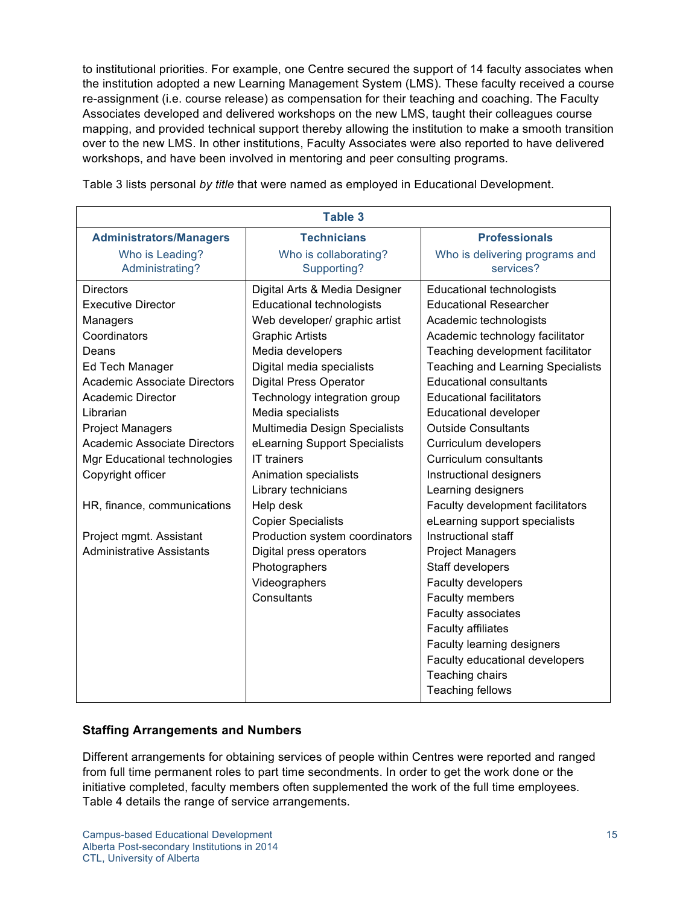to institutional priorities. For example, one Centre secured the support of 14 faculty associates when the institution adopted a new Learning Management System (LMS). These faculty received a course re-assignment (i.e. course release) as compensation for their teaching and coaching. The Faculty Associates developed and delivered workshops on the new LMS, taught their colleagues course mapping, and provided technical support thereby allowing the institution to make a smooth transition over to the new LMS. In other institutions, Faculty Associates were also reported to have delivered workshops, and have been involved in mentoring and peer consulting programs.

Table 3 lists personal *by title* that were named as employed in Educational Development.

| Table 3 | | |
|---|---|---|
| **Administrators/Managers** Who is Leading? Administrating? | **Technicians** Who is collaborating? Supporting? | **Professionals** Who is delivering programs and services? |
| Directors | Digital Arts & Media Designer | Educational technologists |
| Executive Director | Educational technologists | Educational Researcher |
| Managers | Web developer/ graphic artist | Academic technologists |
| Coordinators | Graphic Artists | Academic technology facilitator |
| Deans | Media developers | Teaching development facilitator |
| Ed Tech Manager | Digital media specialists | Teaching and Learning Specialists |
| Academic Associate Directors | Digital Press Operator | Educational consultants |
| Academic Director | Technology integration group | Educational facilitators |
| Librarian | Media specialists | Educational developer |
| Project Managers | Multimedia Design Specialists | Outside Consultants |
| Academic Associate Directors | eLearning Support Specialists | Curriculum developers |
| Mgr Educational technologies | IT trainers | Curriculum consultants |
| Copyright officer | Animation specialists | Instructional designers |
| | Library technicians | Learning designers |
| HR, finance, communications | Help desk | Faculty development facilitators |
| | Copier Specialists | eLearning support specialists |
| Project mgmt. Assistant | Production system coordinators | Instructional staff |
| Administrative Assistants | Digital press operators | Project Managers |
| | Photographers | Staff developers |
| | Videographers | Faculty developers |
| | Consultants | Faculty members |
| | | Faculty associates |
| | | Faculty affiliates |
| | | Faculty learning designers |
| | | Faculty educational developers |
| | | Teaching chairs |
| | | Teaching fellows |

### Staffing Arrangements and Numbers

Different arrangements for obtaining services of people within Centres were reported and ranged from full time permanent roles to part time secondments. In order to get the work done or the initiative completed, faculty members often supplemented the work of the full time employees. Table 4 details the range of service arrangements.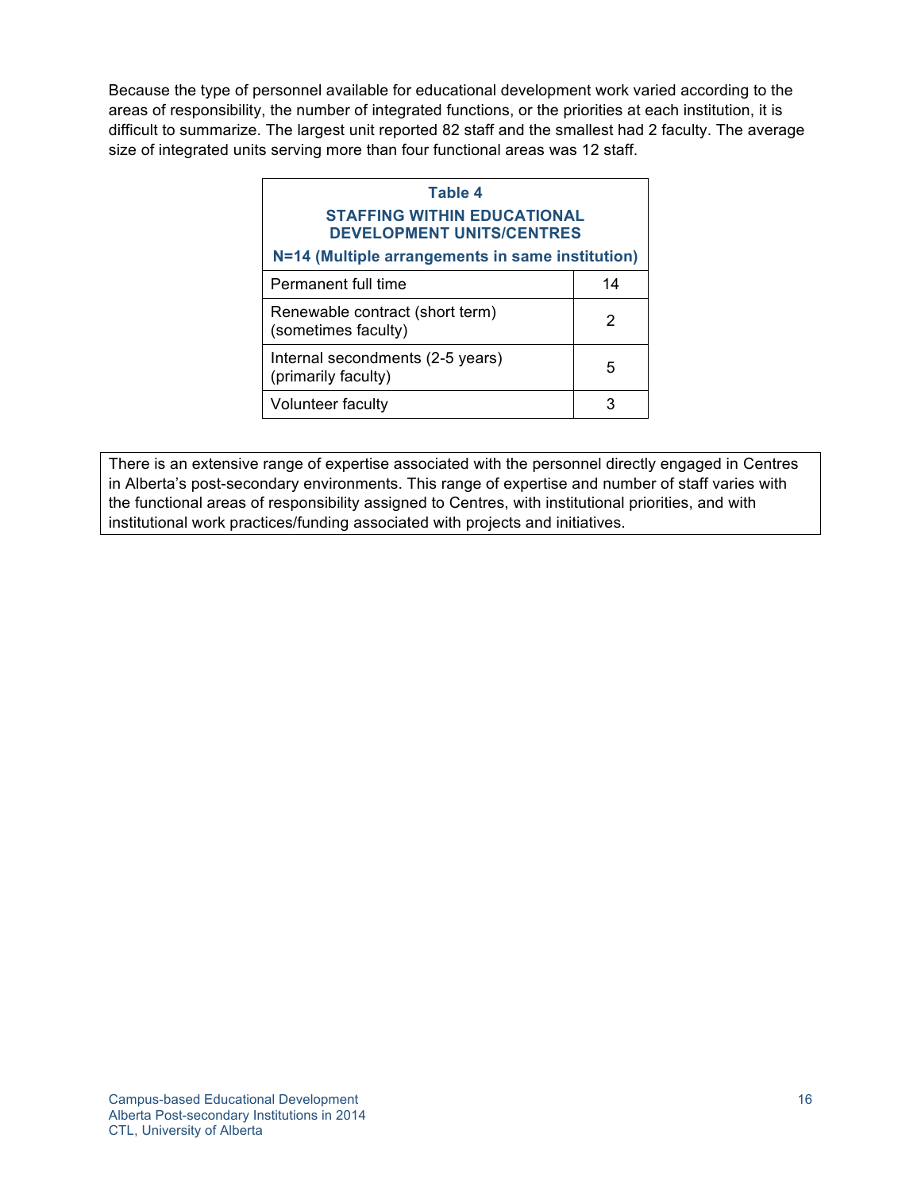Because the type of personnel available for educational development work varied according to the areas of responsibility, the number of integrated functions, or the priorities at each institution, it is difficult to summarize. The largest unit reported 82 staff and the smallest had 2 faculty. The average size of integrated units serving more than four functional areas was 12 staff.

**Table 4**
**STAFFING WITHIN EDUCATIONAL DEVELOPMENT UNITS/CENTRES**
**N=14 (Multiple arrangements in same institution)**

| Staffing arrangement | Count |
|---|---|
| Permanent full time | 14 |
| Renewable contract (short term) (sometimes faculty) | 2 |
| Internal secondments (2-5 years) (primarily faculty) | 5 |
| Volunteer faculty | 3 |

> There is an extensive range of expertise associated with the personnel directly engaged in Centres in Alberta's post-secondary environments. This range of expertise and number of staff varies with the functional areas of responsibility assigned to Centres, with institutional priorities, and with institutional work practices/funding associated with projects and initiatives.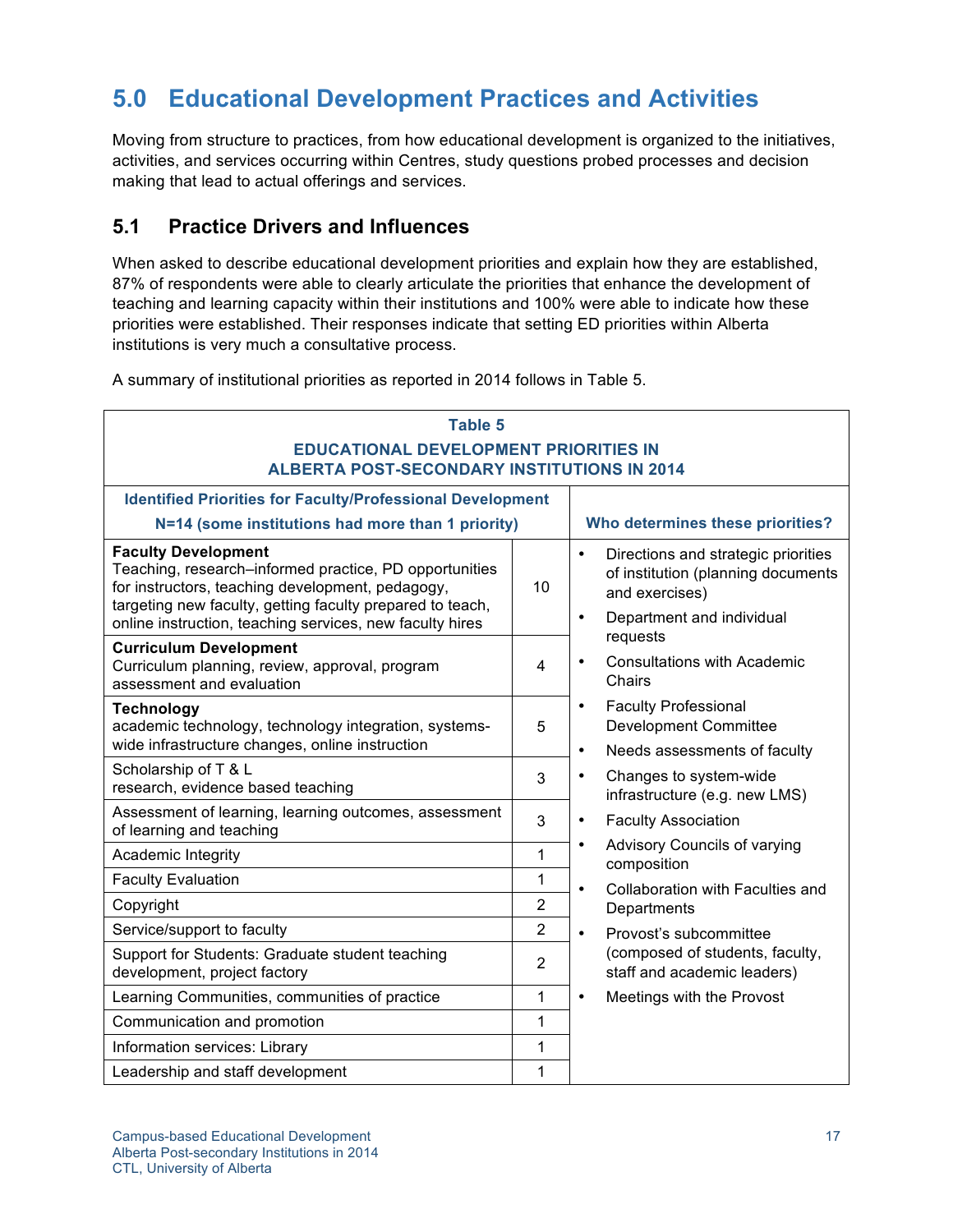# 5.0 Educational Development Practices and Activities

Moving from structure to practices, from how educational development is organized to the initiatives, activities, and services occurring within Centres, study questions probed processes and decision making that lead to actual offerings and services.

## 5.1 Practice Drivers and Influences

When asked to describe educational development priorities and explain how they are established, 87% of respondents were able to clearly articulate the priorities that enhance the development of teaching and learning capacity within their institutions and 100% were able to indicate how these priorities were established. Their responses indicate that setting ED priorities within Alberta institutions is very much a consultative process.

A summary of institutional priorities as reported in 2014 follows in Table 5.

**Table 5**
**EDUCATIONAL DEVELOPMENT PRIORITIES IN ALBERTA POST-SECONDARY INSTITUTIONS IN 2014**

| Identified Priorities for Faculty/Professional Development N=14 (some institutions had more than 1 priority) | | Who determines these priorities? |
|---|---|---|
| **Faculty Development** Teaching, research–informed practice, PD opportunities for instructors, teaching development, pedagogy, targeting new faculty, getting faculty prepared to teach, online instruction, teaching services, new faculty hires | 10 | • Directions and strategic priorities of institution (planning documents and exercises)<br>• Department and individual requests<br>• Consultations with Academic Chairs<br>• Faculty Professional Development Committee<br>• Needs assessments of faculty<br>• Changes to system-wide infrastructure (e.g. new LMS)<br>• Faculty Association<br>• Advisory Councils of varying composition<br>• Collaboration with Faculties and Departments<br>• Provost's subcommittee (composed of students, faculty, staff and academic leaders)<br>• Meetings with the Provost |
| **Curriculum Development** Curriculum planning, review, approval, program assessment and evaluation | 4 | |
| **Technology** academic technology, technology integration, systems-wide infrastructure changes, online instruction | 5 | |
| Scholarship of T & L research, evidence based teaching | 3 | |
| Assessment of learning, learning outcomes, assessment of learning and teaching | 3 | |
| Academic Integrity | 1 | |
| Faculty Evaluation | 1 | |
| Copyright | 2 | |
| Service/support to faculty | 2 | |
| Support for Students: Graduate student teaching development, project factory | 2 | |
| Learning Communities, communities of practice | 1 | |
| Communication and promotion | 1 | |
| Information services: Library | 1 | |
| Leadership and staff development | 1 | |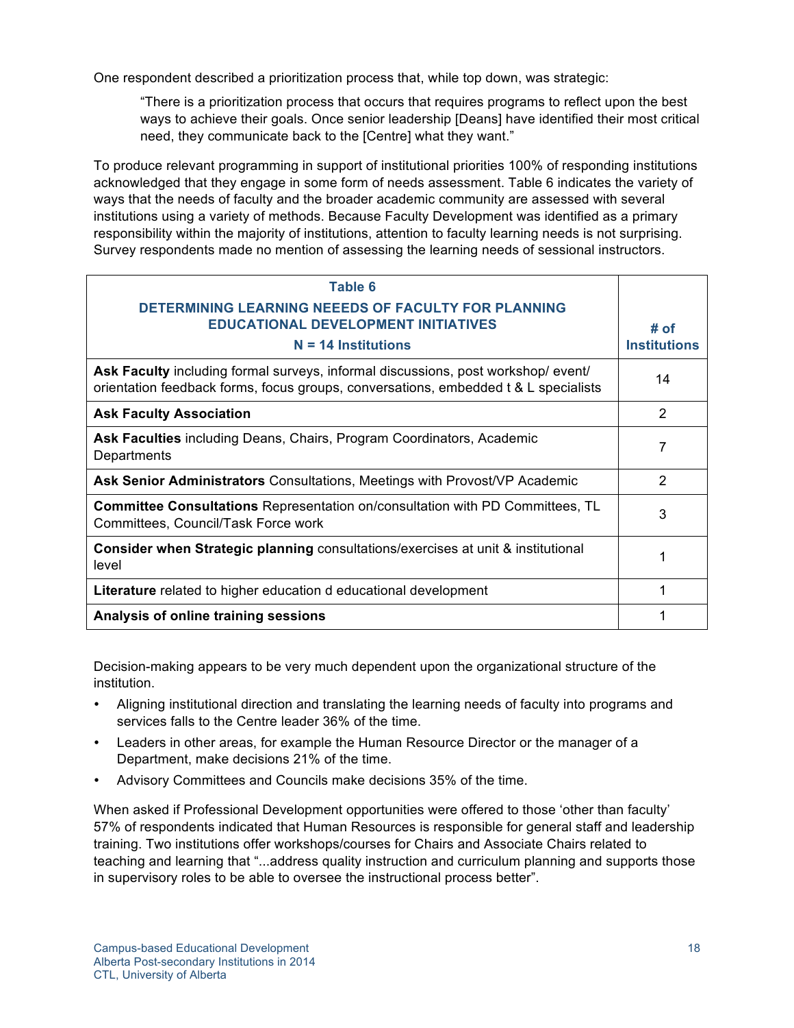One respondent described a prioritization process that, while top down, was strategic:

> "There is a prioritization process that occurs that requires programs to reflect upon the best ways to achieve their goals. Once senior leadership [Deans] have identified their most critical need, they communicate back to the [Centre] what they want."

To produce relevant programming in support of institutional priorities 100% of responding institutions acknowledged that they engage in some form of needs assessment. Table 6 indicates the variety of ways that the needs of faculty and the broader academic community are assessed with several institutions using a variety of methods. Because Faculty Development was identified as a primary responsibility within the majority of institutions, attention to faculty learning needs is not surprising. Survey respondents made no mention of assessing the learning needs of sessional instructors.

| **Table 6** **DETERMINING LEARNING NEEEDS OF FACULTY FOR PLANNING EDUCATIONAL DEVELOPMENT INITIATIVES** **N = 14 Institutions** | **# of Institutions** |
|---|---|
| **Ask Faculty** including formal surveys, informal discussions, post workshop/ event/ orientation feedback forms, focus groups, conversations, embedded t & L specialists | 14 |
| **Ask Faculty Association** | 2 |
| **Ask Faculties** including Deans, Chairs, Program Coordinators, Academic Departments | 7 |
| **Ask Senior Administrators** Consultations, Meetings with Provost/VP Academic | 2 |
| **Committee Consultations** Representation on/consultation with PD Committees, TL Committees, Council/Task Force work | 3 |
| **Consider when Strategic planning** consultations/exercises at unit & institutional level | 1 |
| **Literature** related to higher education d educational development | 1 |
| **Analysis of online training sessions** | 1 |

Decision-making appears to be very much dependent upon the organizational structure of the institution.

- Aligning institutional direction and translating the learning needs of faculty into programs and services falls to the Centre leader 36% of the time.
- Leaders in other areas, for example the Human Resource Director or the manager of a Department, make decisions 21% of the time.
- Advisory Committees and Councils make decisions 35% of the time.

When asked if Professional Development opportunities were offered to those 'other than faculty' 57% of respondents indicated that Human Resources is responsible for general staff and leadership training. Two institutions offer workshops/courses for Chairs and Associate Chairs related to teaching and learning that "...address quality instruction and curriculum planning and supports those in supervisory roles to be able to oversee the instructional process better".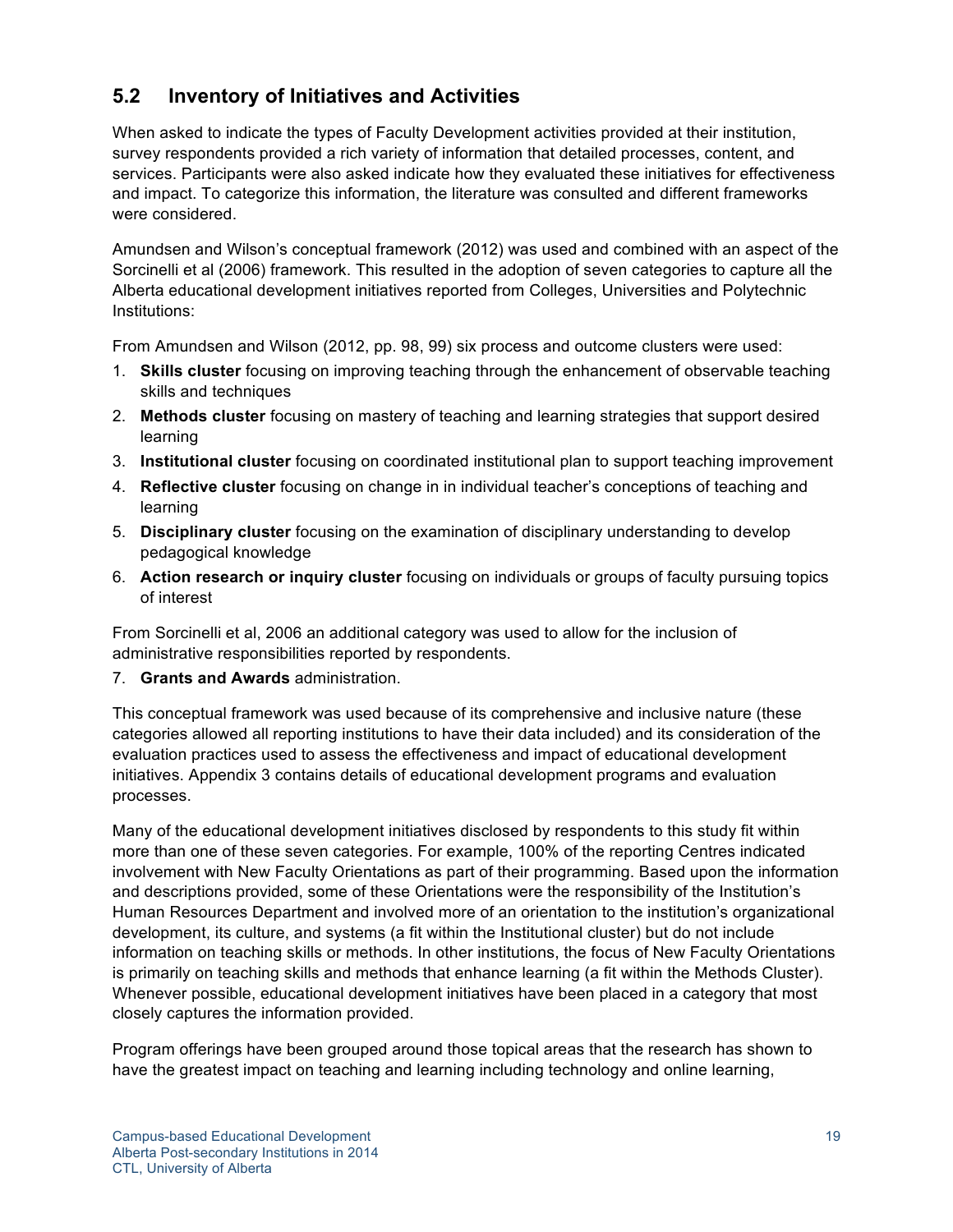## 5.2 Inventory of Initiatives and Activities

When asked to indicate the types of Faculty Development activities provided at their institution, survey respondents provided a rich variety of information that detailed processes, content, and services. Participants were also asked indicate how they evaluated these initiatives for effectiveness and impact. To categorize this information, the literature was consulted and different frameworks were considered.

Amundsen and Wilson's conceptual framework (2012) was used and combined with an aspect of the Sorcinelli et al (2006) framework. This resulted in the adoption of seven categories to capture all the Alberta educational development initiatives reported from Colleges, Universities and Polytechnic Institutions:

From Amundsen and Wilson (2012, pp. 98, 99) six process and outcome clusters were used:

1. **Skills cluster** focusing on improving teaching through the enhancement of observable teaching skills and techniques
2. **Methods cluster** focusing on mastery of teaching and learning strategies that support desired learning
3. **Institutional cluster** focusing on coordinated institutional plan to support teaching improvement
4. **Reflective cluster** focusing on change in in individual teacher's conceptions of teaching and learning
5. **Disciplinary cluster** focusing on the examination of disciplinary understanding to develop pedagogical knowledge
6. **Action research or inquiry cluster** focusing on individuals or groups of faculty pursuing topics of interest

From Sorcinelli et al, 2006 an additional category was used to allow for the inclusion of administrative responsibilities reported by respondents.

7. **Grants and Awards** administration.

This conceptual framework was used because of its comprehensive and inclusive nature (these categories allowed all reporting institutions to have their data included) and its consideration of the evaluation practices used to assess the effectiveness and impact of educational development initiatives. Appendix 3 contains details of educational development programs and evaluation processes.

Many of the educational development initiatives disclosed by respondents to this study fit within more than one of these seven categories. For example, 100% of the reporting Centres indicated involvement with New Faculty Orientations as part of their programming. Based upon the information and descriptions provided, some of these Orientations were the responsibility of the Institution's Human Resources Department and involved more of an orientation to the institution's organizational development, its culture, and systems (a fit within the Institutional cluster) but do not include information on teaching skills or methods. In other institutions, the focus of New Faculty Orientations is primarily on teaching skills and methods that enhance learning (a fit within the Methods Cluster). Whenever possible, educational development initiatives have been placed in a category that most closely captures the information provided.

Program offerings have been grouped around those topical areas that the research has shown to have the greatest impact on teaching and learning including technology and online learning,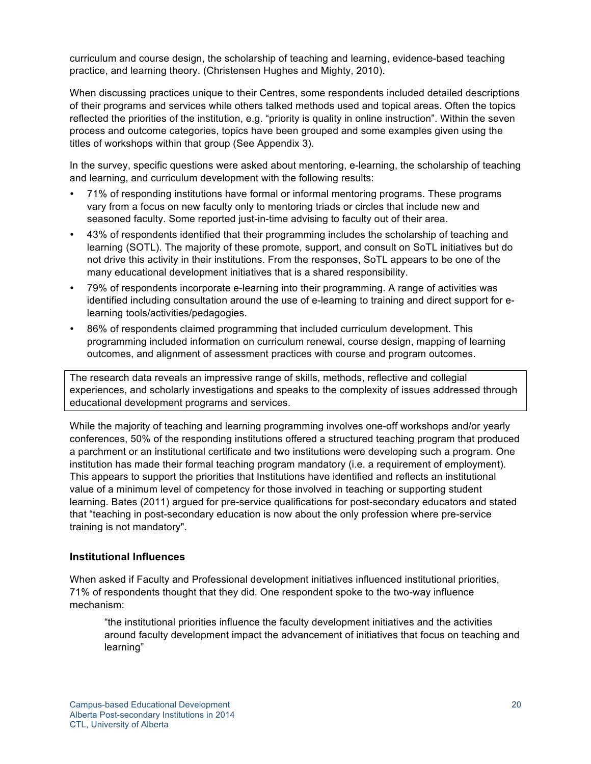curriculum and course design, the scholarship of teaching and learning, evidence-based teaching practice, and learning theory. (Christensen Hughes and Mighty, 2010).

When discussing practices unique to their Centres, some respondents included detailed descriptions of their programs and services while others talked methods used and topical areas. Often the topics reflected the priorities of the institution, e.g. "priority is quality in online instruction". Within the seven process and outcome categories, topics have been grouped and some examples given using the titles of workshops within that group (See Appendix 3).

In the survey, specific questions were asked about mentoring, e-learning, the scholarship of teaching and learning, and curriculum development with the following results:

- 71% of responding institutions have formal or informal mentoring programs. These programs vary from a focus on new faculty only to mentoring triads or circles that include new and seasoned faculty. Some reported just-in-time advising to faculty out of their area.
- 43% of respondents identified that their programming includes the scholarship of teaching and learning (SOTL). The majority of these promote, support, and consult on SoTL initiatives but do not drive this activity in their institutions. From the responses, SoTL appears to be one of the many educational development initiatives that is a shared responsibility.
- 79% of respondents incorporate e-learning into their programming. A range of activities was identified including consultation around the use of e-learning to training and direct support for e-learning tools/activities/pedagogies.
- 86% of respondents claimed programming that included curriculum development. This programming included information on curriculum renewal, course design, mapping of learning outcomes, and alignment of assessment practices with course and program outcomes.

> The research data reveals an impressive range of skills, methods, reflective and collegial experiences, and scholarly investigations and speaks to the complexity of issues addressed through educational development programs and services.

While the majority of teaching and learning programming involves one-off workshops and/or yearly conferences, 50% of the responding institutions offered a structured teaching program that produced a parchment or an institutional certificate and two institutions were developing such a program. One institution has made their formal teaching program mandatory (i.e. a requirement of employment). This appears to support the priorities that Institutions have identified and reflects an institutional value of a minimum level of competency for those involved in teaching or supporting student learning. Bates (2011) argued for pre-service qualifications for post-secondary educators and stated that "teaching in post-secondary education is now about the only profession where pre-service training is not mandatory".

### Institutional Influences

When asked if Faculty and Professional development initiatives influenced institutional priorities, 71% of respondents thought that they did. One respondent spoke to the two-way influence mechanism:

> "the institutional priorities influence the faculty development initiatives and the activities around faculty development impact the advancement of initiatives that focus on teaching and learning"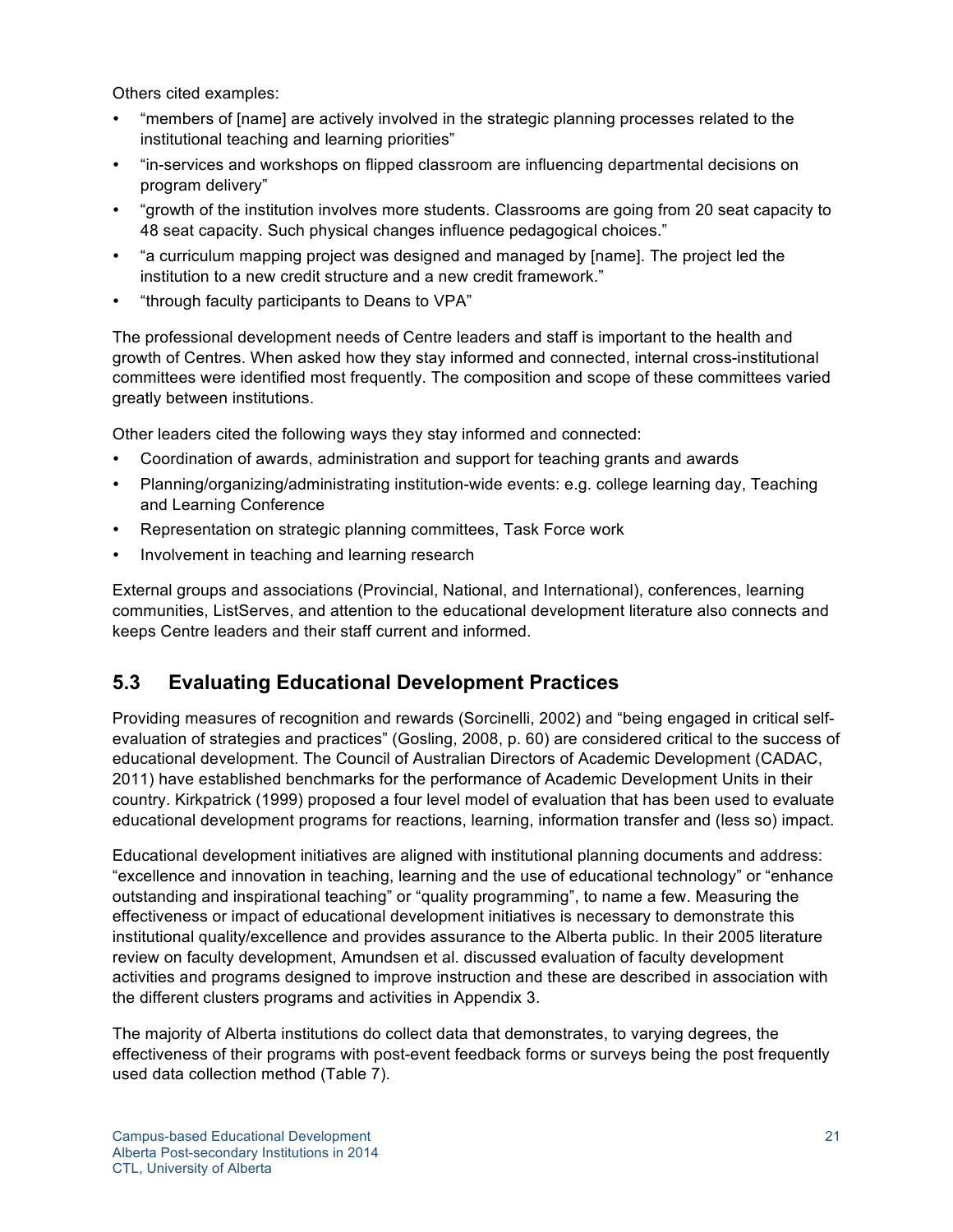Others cited examples:

- "members of [name] are actively involved in the strategic planning processes related to the institutional teaching and learning priorities"
- "in-services and workshops on flipped classroom are influencing departmental decisions on program delivery"
- "growth of the institution involves more students. Classrooms are going from 20 seat capacity to 48 seat capacity. Such physical changes influence pedagogical choices."
- "a curriculum mapping project was designed and managed by [name]. The project led the institution to a new credit structure and a new credit framework."
- "through faculty participants to Deans to VPA"

The professional development needs of Centre leaders and staff is important to the health and growth of Centres. When asked how they stay informed and connected, internal cross-institutional committees were identified most frequently. The composition and scope of these committees varied greatly between institutions.

Other leaders cited the following ways they stay informed and connected:

- Coordination of awards, administration and support for teaching grants and awards
- Planning/organizing/administrating institution-wide events: e.g. college learning day, Teaching and Learning Conference
- Representation on strategic planning committees, Task Force work
- Involvement in teaching and learning research

External groups and associations (Provincial, National, and International), conferences, learning communities, ListServes, and attention to the educational development literature also connects and keeps Centre leaders and their staff current and informed.

## 5.3 Evaluating Educational Development Practices

Providing measures of recognition and rewards (Sorcinelli, 2002) and "being engaged in critical self-evaluation of strategies and practices" (Gosling, 2008, p. 60) are considered critical to the success of educational development. The Council of Australian Directors of Academic Development (CADAC, 2011) have established benchmarks for the performance of Academic Development Units in their country. Kirkpatrick (1999) proposed a four level model of evaluation that has been used to evaluate educational development programs for reactions, learning, information transfer and (less so) impact.

Educational development initiatives are aligned with institutional planning documents and address: "excellence and innovation in teaching, learning and the use of educational technology" or "enhance outstanding and inspirational teaching" or "quality programming", to name a few. Measuring the effectiveness or impact of educational development initiatives is necessary to demonstrate this institutional quality/excellence and provides assurance to the Alberta public. In their 2005 literature review on faculty development, Amundsen et al. discussed evaluation of faculty development activities and programs designed to improve instruction and these are described in association with the different clusters programs and activities in Appendix 3.

The majority of Alberta institutions do collect data that demonstrates, to varying degrees, the effectiveness of their programs with post-event feedback forms or surveys being the post frequently used data collection method (Table 7).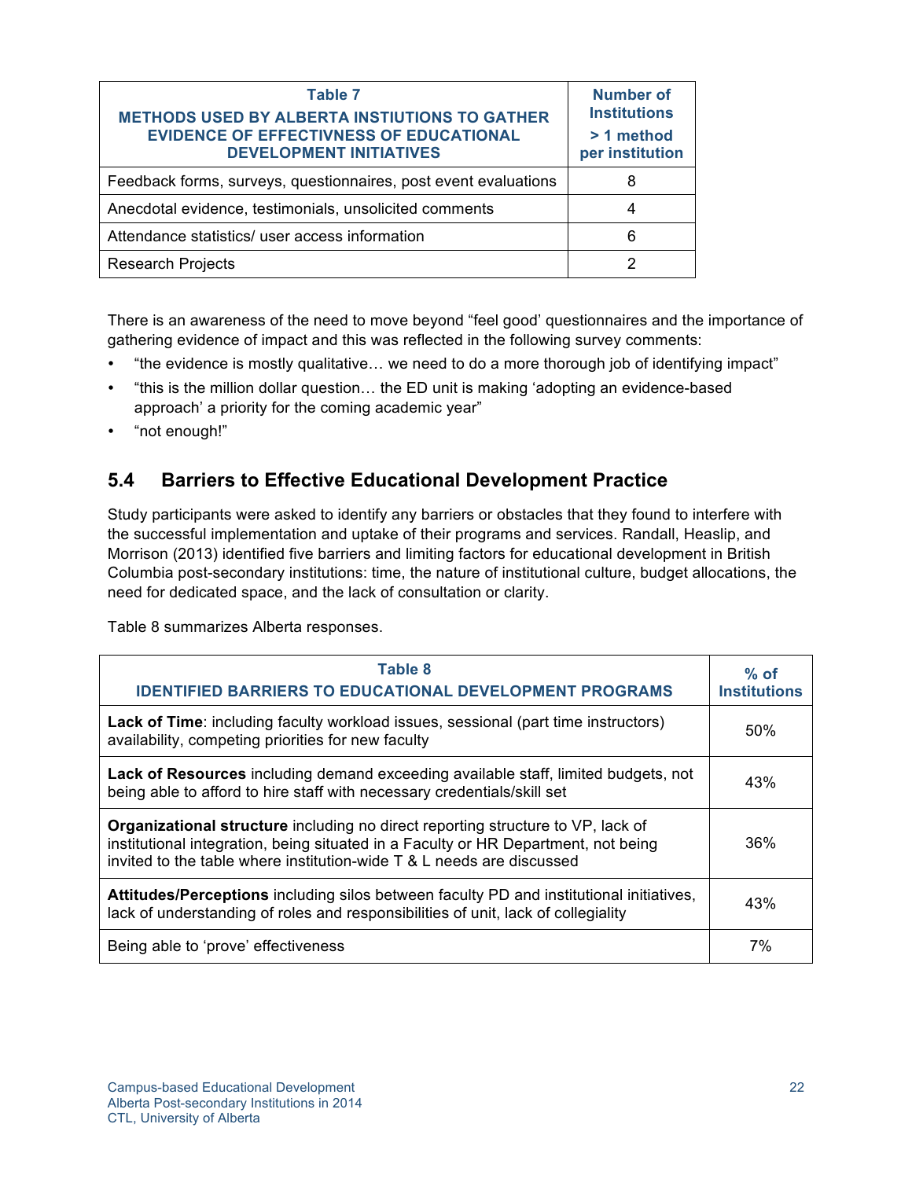| Table 7<br>METHODS USED BY ALBERTA INSTIUTIONS TO GATHER EVIDENCE OF EFFECTIVNESS OF EDUCATIONAL DEVELOPMENT INITIATIVES | Number of Institutions<br>> 1 method per institution |
|---|---|
| Feedback forms, surveys, questionnaires, post event evaluations | 8 |
| Anecdotal evidence, testimonials, unsolicited comments | 4 |
| Attendance statistics/ user access information | 6 |
| Research Projects | 2 |

There is an awareness of the need to move beyond "feel good' questionnaires and the importance of gathering evidence of impact and this was reflected in the following survey comments:

- "the evidence is mostly qualitative… we need to do a more thorough job of identifying impact"
- "this is the million dollar question… the ED unit is making 'adopting an evidence-based approach' a priority for the coming academic year"
- "not enough!"

## 5.4 Barriers to Effective Educational Development Practice

Study participants were asked to identify any barriers or obstacles that they found to interfere with the successful implementation and uptake of their programs and services. Randall, Heaslip, and Morrison (2013) identified five barriers and limiting factors for educational development in British Columbia post-secondary institutions: time, the nature of institutional culture, budget allocations, the need for dedicated space, and the lack of consultation or clarity.

Table 8 summarizes Alberta responses.

| Table 8<br>IDENTIFIED BARRIERS TO EDUCATIONAL DEVELOPMENT PROGRAMS | % of Institutions |
|---|---|
| **Lack of Time**: including faculty workload issues, sessional (part time instructors) availability, competing priorities for new faculty | 50% |
| **Lack of Resources** including demand exceeding available staff, limited budgets, not being able to afford to hire staff with necessary credentials/skill set | 43% |
| **Organizational structure** including no direct reporting structure to VP, lack of institutional integration, being situated in a Faculty or HR Department, not being invited to the table where institution-wide T & L needs are discussed | 36% |
| **Attitudes/Perceptions** including silos between faculty PD and institutional initiatives, lack of understanding of roles and responsibilities of unit, lack of collegiality | 43% |
| Being able to 'prove' effectiveness | 7% |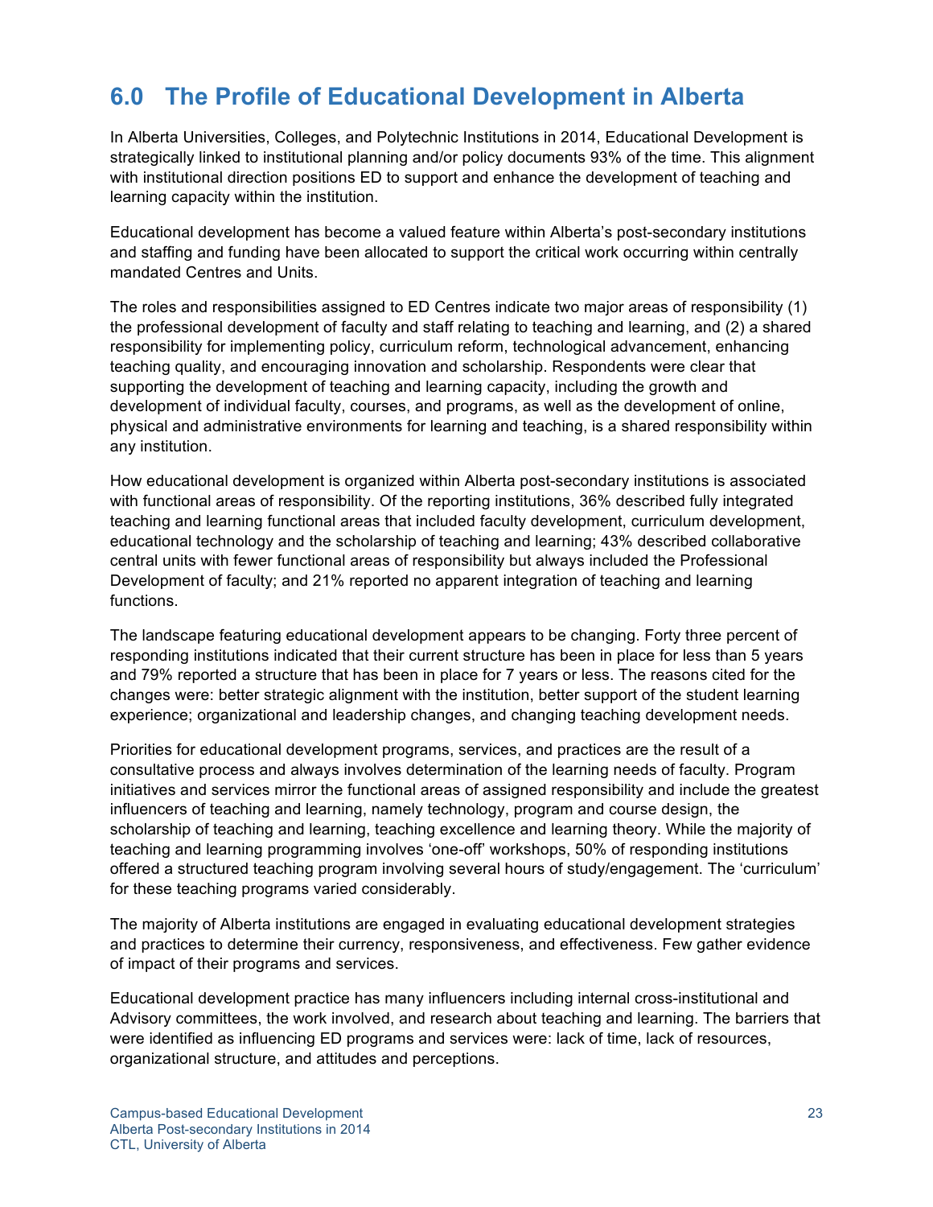## 6.0 The Profile of Educational Development in Alberta

In Alberta Universities, Colleges, and Polytechnic Institutions in 2014, Educational Development is strategically linked to institutional planning and/or policy documents 93% of the time. This alignment with institutional direction positions ED to support and enhance the development of teaching and learning capacity within the institution.

Educational development has become a valued feature within Alberta's post-secondary institutions and staffing and funding have been allocated to support the critical work occurring within centrally mandated Centres and Units.

The roles and responsibilities assigned to ED Centres indicate two major areas of responsibility (1) the professional development of faculty and staff relating to teaching and learning, and (2) a shared responsibility for implementing policy, curriculum reform, technological advancement, enhancing teaching quality, and encouraging innovation and scholarship. Respondents were clear that supporting the development of teaching and learning capacity, including the growth and development of individual faculty, courses, and programs, as well as the development of online, physical and administrative environments for learning and teaching, is a shared responsibility within any institution.

How educational development is organized within Alberta post-secondary institutions is associated with functional areas of responsibility. Of the reporting institutions, 36% described fully integrated teaching and learning functional areas that included faculty development, curriculum development, educational technology and the scholarship of teaching and learning; 43% described collaborative central units with fewer functional areas of responsibility but always included the Professional Development of faculty; and 21% reported no apparent integration of teaching and learning functions.

The landscape featuring educational development appears to be changing. Forty three percent of responding institutions indicated that their current structure has been in place for less than 5 years and 79% reported a structure that has been in place for 7 years or less. The reasons cited for the changes were: better strategic alignment with the institution, better support of the student learning experience; organizational and leadership changes, and changing teaching development needs.

Priorities for educational development programs, services, and practices are the result of a consultative process and always involves determination of the learning needs of faculty. Program initiatives and services mirror the functional areas of assigned responsibility and include the greatest influencers of teaching and learning, namely technology, program and course design, the scholarship of teaching and learning, teaching excellence and learning theory. While the majority of teaching and learning programming involves 'one-off' workshops, 50% of responding institutions offered a structured teaching program involving several hours of study/engagement. The 'curriculum' for these teaching programs varied considerably.

The majority of Alberta institutions are engaged in evaluating educational development strategies and practices to determine their currency, responsiveness, and effectiveness. Few gather evidence of impact of their programs and services.

Educational development practice has many influencers including internal cross-institutional and Advisory committees, the work involved, and research about teaching and learning. The barriers that were identified as influencing ED programs and services were: lack of time, lack of resources, organizational structure, and attitudes and perceptions.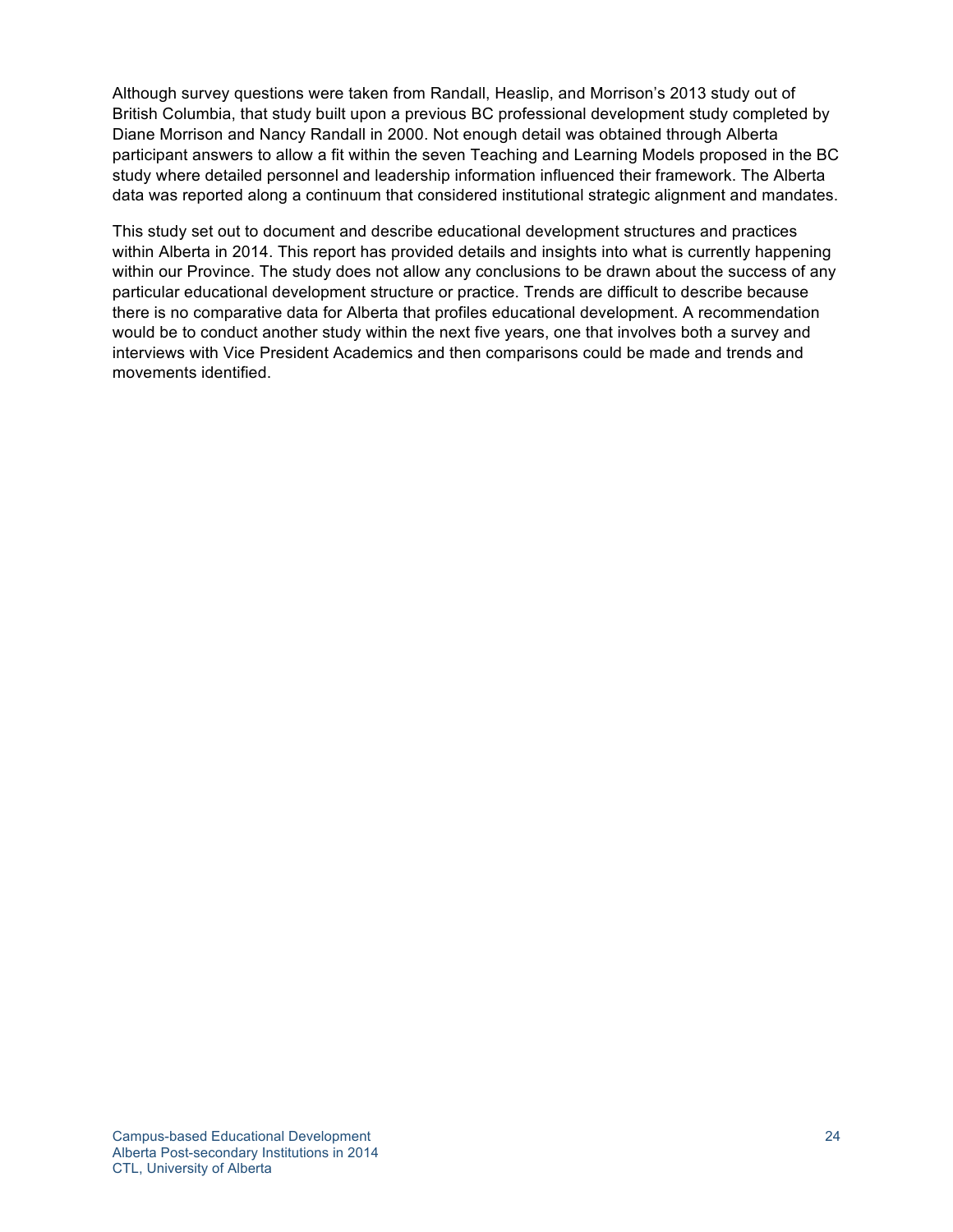Although survey questions were taken from Randall, Heaslip, and Morrison's 2013 study out of British Columbia, that study built upon a previous BC professional development study completed by Diane Morrison and Nancy Randall in 2000. Not enough detail was obtained through Alberta participant answers to allow a fit within the seven Teaching and Learning Models proposed in the BC study where detailed personnel and leadership information influenced their framework. The Alberta data was reported along a continuum that considered institutional strategic alignment and mandates.

This study set out to document and describe educational development structures and practices within Alberta in 2014. This report has provided details and insights into what is currently happening within our Province. The study does not allow any conclusions to be drawn about the success of any particular educational development structure or practice. Trends are difficult to describe because there is no comparative data for Alberta that profiles educational development. A recommendation would be to conduct another study within the next five years, one that involves both a survey and interviews with Vice President Academics and then comparisons could be made and trends and movements identified.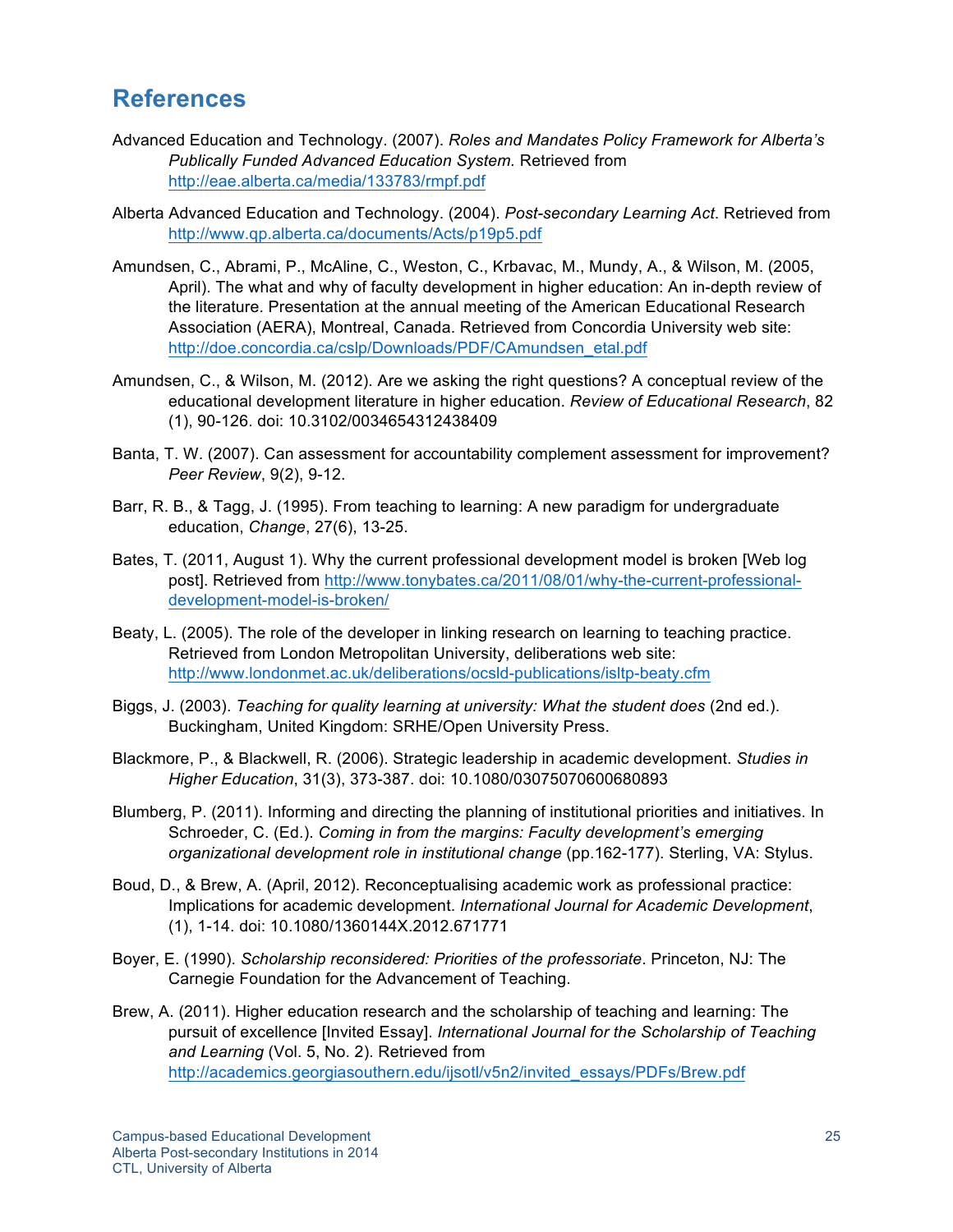## References

Advanced Education and Technology. (2007). *Roles and Mandates Policy Framework for Alberta's Publically Funded Advanced Education System.* Retrieved from http://eae.alberta.ca/media/133783/rmpf.pdf

Alberta Advanced Education and Technology. (2004). *Post-secondary Learning Act*. Retrieved from http://www.qp.alberta.ca/documents/Acts/p19p5.pdf

Amundsen, C., Abrami, P., McAline, C., Weston, C., Krbavac, M., Mundy, A., & Wilson, M. (2005, April). The what and why of faculty development in higher education: An in-depth review of the literature. Presentation at the annual meeting of the American Educational Research Association (AERA), Montreal, Canada. Retrieved from Concordia University web site: http://doe.concordia.ca/cslp/Downloads/PDF/CAmundsen_etal.pdf

Amundsen, C., & Wilson, M. (2012). Are we asking the right questions? A conceptual review of the educational development literature in higher education. *Review of Educational Research*, 82 (1), 90-126. doi: 10.3102/0034654312438409

Banta, T. W. (2007). Can assessment for accountability complement assessment for improvement? *Peer Review*, 9(2), 9-12.

Barr, R. B., & Tagg, J. (1995). From teaching to learning: A new paradigm for undergraduate education, *Change*, 27(6), 13-25.

Bates, T. (2011, August 1). Why the current professional development model is broken [Web log post]. Retrieved from http://www.tonybates.ca/2011/08/01/why-the-current-professional-development-model-is-broken/

Beaty, L. (2005). The role of the developer in linking research on learning to teaching practice. Retrieved from London Metropolitan University, deliberations web site: http://www.londonmet.ac.uk/deliberations/ocsld-publications/isltp-beaty.cfm

Biggs, J. (2003). *Teaching for quality learning at university: What the student does* (2nd ed.). Buckingham, United Kingdom: SRHE/Open University Press.

Blackmore, P., & Blackwell, R. (2006). Strategic leadership in academic development. *Studies in Higher Education*, 31(3), 373-387. doi: 10.1080/03075070600680893

Blumberg, P. (2011). Informing and directing the planning of institutional priorities and initiatives. In Schroeder, C. (Ed.). *Coming in from the margins: Faculty development's emerging organizational development role in institutional change* (pp.162-177). Sterling, VA: Stylus.

Boud, D., & Brew, A. (April, 2012). Reconceptualising academic work as professional practice: Implications for academic development. *International Journal for Academic Development*, (1), 1-14. doi: 10.1080/1360144X.2012.671771

Boyer, E. (1990). *Scholarship reconsidered: Priorities of the professoriate*. Princeton, NJ: The Carnegie Foundation for the Advancement of Teaching.

Brew, A. (2011). Higher education research and the scholarship of teaching and learning: The pursuit of excellence [Invited Essay]. *International Journal for the Scholarship of Teaching and Learning* (Vol. 5, No. 2). Retrieved from http://academics.georgiasouthern.edu/ijsotl/v5n2/invited_essays/PDFs/Brew.pdf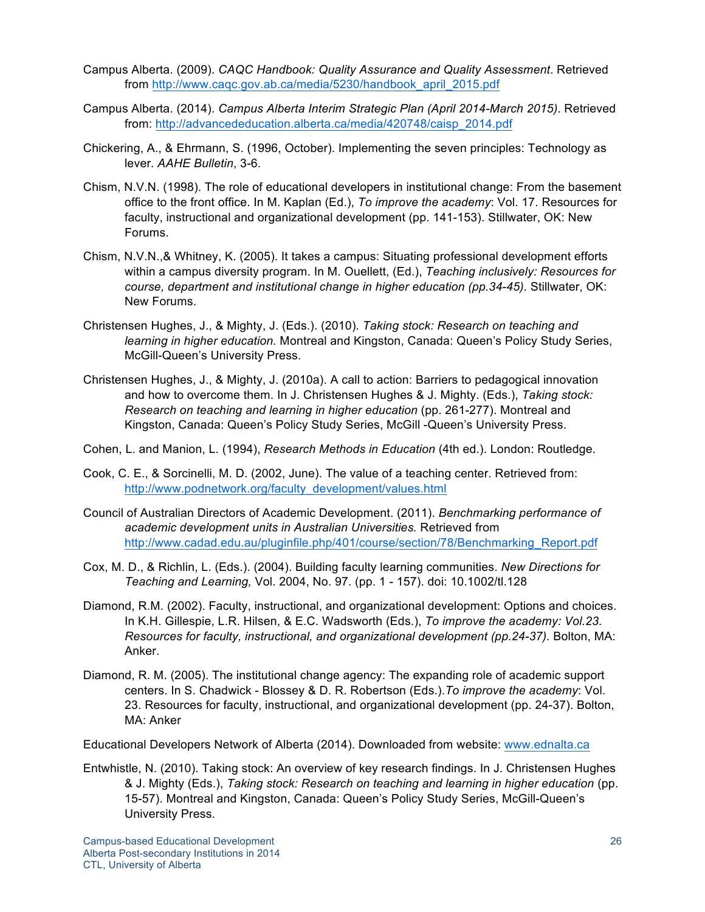Campus Alberta. (2009). *CAQC Handbook: Quality Assurance and Quality Assessment*. Retrieved from http://www.caqc.gov.ab.ca/media/5230/handbook_april_2015.pdf

Campus Alberta. (2014). *Campus Alberta Interim Strategic Plan (April 2014-March 2015)*. Retrieved from: http://advancededucation.alberta.ca/media/420748/caisp_2014.pdf

Chickering, A., & Ehrmann, S. (1996, October). Implementing the seven principles: Technology as lever. *AAHE Bulletin*, 3-6.

Chism, N.V.N. (1998). The role of educational developers in institutional change: From the basement office to the front office. In M. Kaplan (Ed.), *To improve the academy*: Vol. 17. Resources for faculty, instructional and organizational development (pp. 141-153). Stillwater, OK: New Forums.

Chism, N.V.N.,& Whitney, K. (2005). It takes a campus: Situating professional development efforts within a campus diversity program. In M. Ouellett, (Ed.), *Teaching inclusively: Resources for course, department and institutional change in higher education (pp.34-45).* Stillwater, OK: New Forums.

Christensen Hughes, J., & Mighty, J. (Eds.). (2010). *Taking stock: Research on teaching and learning in higher education.* Montreal and Kingston, Canada: Queen's Policy Study Series, McGill-Queen's University Press.

Christensen Hughes, J., & Mighty, J. (2010a). A call to action: Barriers to pedagogical innovation and how to overcome them. In J. Christensen Hughes & J. Mighty. (Eds.), *Taking stock: Research on teaching and learning in higher education* (pp. 261-277). Montreal and Kingston, Canada: Queen's Policy Study Series, McGill -Queen's University Press.

Cohen, L. and Manion, L. (1994), *Research Methods in Education* (4th ed.). London: Routledge.

Cook, C. E., & Sorcinelli, M. D. (2002, June). The value of a teaching center. Retrieved from: http://www.podnetwork.org/faculty_development/values.html

Council of Australian Directors of Academic Development. (2011). *Benchmarking performance of academic development units in Australian Universities.* Retrieved from http://www.cadad.edu.au/pluginfile.php/401/course/section/78/Benchmarking_Report.pdf

Cox, M. D., & Richlin, L. (Eds.). (2004). Building faculty learning communities. *New Directions for Teaching and Learning,* Vol. 2004, No. 97. (pp. 1 - 157). doi: 10.1002/tl.128

Diamond, R.M. (2002). Faculty, instructional, and organizational development: Options and choices. In K.H. Gillespie, L.R. Hilsen, & E.C. Wadsworth (Eds.), *To improve the academy: Vol.23. Resources for faculty, instructional, and organizational development (pp.24-37).* Bolton, MA: Anker.

Diamond, R. M. (2005). The institutional change agency: The expanding role of academic support centers. In S. Chadwick - Blossey & D. R. Robertson (Eds.).*To improve the academy*: Vol. 23. Resources for faculty, instructional, and organizational development (pp. 24-37). Bolton, MA: Anker

Educational Developers Network of Alberta (2014). Downloaded from website: www.ednalta.ca

Entwhistle, N. (2010). Taking stock: An overview of key research findings. In J. Christensen Hughes & J. Mighty (Eds.), *Taking stock: Research on teaching and learning in higher education* (pp. 15-57). Montreal and Kingston, Canada: Queen's Policy Study Series, McGill-Queen's University Press.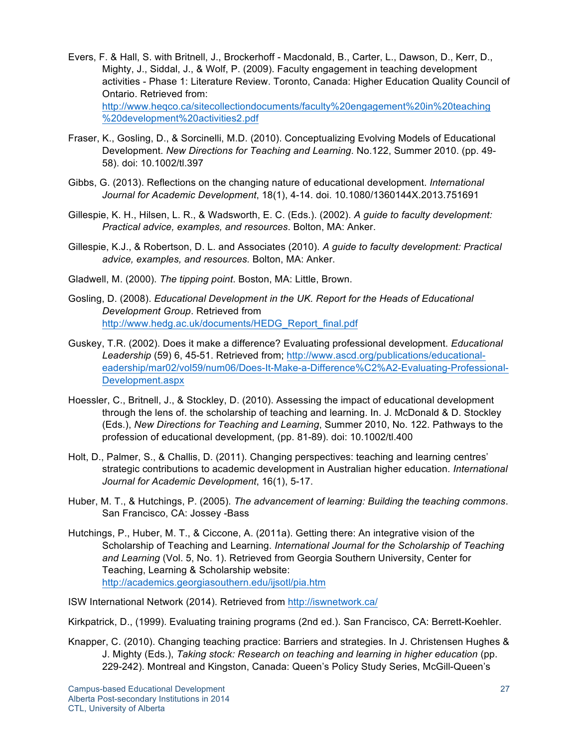Evers, F. & Hall, S. with Britnell, J., Brockerhoff - Macdonald, B., Carter, L., Dawson, D., Kerr, D., Mighty, J., Siddal, J., & Wolf, P. (2009). Faculty engagement in teaching development activities - Phase 1: Literature Review. Toronto, Canada: Higher Education Quality Council of Ontario. Retrieved from: http://www.heqco.ca/sitecollectiondocuments/faculty%20engagement%20in%20teaching%20development%20activities2.pdf

Fraser, K., Gosling, D., & Sorcinelli, M.D. (2010). Conceptualizing Evolving Models of Educational Development. *New Directions for Teaching and Learning*. No.122, Summer 2010. (pp. 49-58). doi: 10.1002/tl.397

Gibbs, G. (2013). Reflections on the changing nature of educational development. *International Journal for Academic Development*, 18(1), 4-14. doi. 10.1080/1360144X.2013.751691

Gillespie, K. H., Hilsen, L. R., & Wadsworth, E. C. (Eds.). (2002). *A guide to faculty development: Practical advice, examples, and resources*. Bolton, MA: Anker.

Gillespie, K.J., & Robertson, D. L. and Associates (2010). *A guide to faculty development: Practical advice, examples, and resources.* Bolton, MA: Anker.

Gladwell, M. (2000). *The tipping point*. Boston, MA: Little, Brown.

Gosling, D. (2008). *Educational Development in the UK. Report for the Heads of Educational Development Group*. Retrieved from http://www.hedg.ac.uk/documents/HEDG_Report_final.pdf

Guskey, T.R. (2002). Does it make a difference? Evaluating professional development. *Educational Leadership* (59) 6, 45-51. Retrieved from; http://www.ascd.org/publications/educational-eadership/mar02/vol59/num06/Does-It-Make-a-Difference%C2%A2-Evaluating-Professional-Development.aspx

Hoessler, C., Britnell, J., & Stockley, D. (2010). Assessing the impact of educational development through the lens of. the scholarship of teaching and learning. In. J. McDonald & D. Stockley (Eds.), *New Directions for Teaching and Learning*, Summer 2010, No. 122. Pathways to the profession of educational development, (pp. 81-89). doi: 10.1002/tl.400

Holt, D., Palmer, S., & Challis, D. (2011). Changing perspectives: teaching and learning centres' strategic contributions to academic development in Australian higher education. *International Journal for Academic Development*, 16(1), 5-17.

Huber, M. T., & Hutchings, P. (2005). *The advancement of learning: Building the teaching commons*. San Francisco, CA: Jossey -Bass

Hutchings, P., Huber, M. T., & Ciccone, A. (2011a). Getting there: An integrative vision of the Scholarship of Teaching and Learning. *International Journal for the Scholarship of Teaching and Learning* (Vol. 5, No. 1). Retrieved from Georgia Southern University, Center for Teaching, Learning & Scholarship website: http://academics.georgiasouthern.edu/ijsotl/pia.htm

ISW International Network (2014). Retrieved from http://iswnetwork.ca/

Kirkpatrick, D., (1999). Evaluating training programs (2nd ed.). San Francisco, CA: Berrett-Koehler.

Knapper, C. (2010). Changing teaching practice: Barriers and strategies. In J. Christensen Hughes & J. Mighty (Eds.), *Taking stock: Research on teaching and learning in higher education* (pp. 229-242). Montreal and Kingston, Canada: Queen's Policy Study Series, McGill-Queen's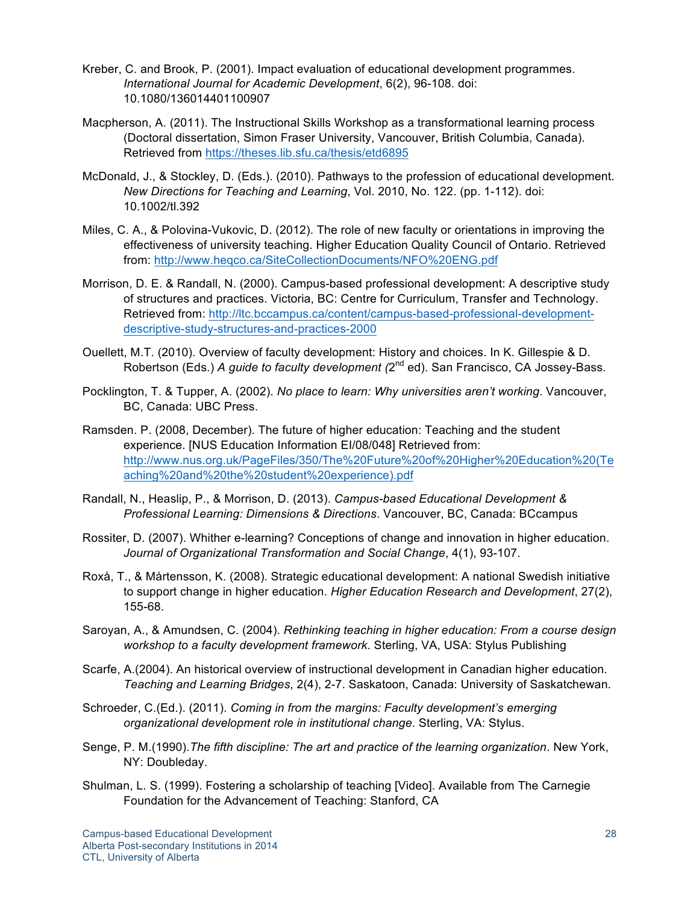Kreber, C. and Brook, P. (2001). Impact evaluation of educational development programmes. *International Journal for Academic Development*, 6(2), 96-108. doi: 10.1080/136014401100907

Macpherson, A. (2011). The Instructional Skills Workshop as a transformational learning process (Doctoral dissertation, Simon Fraser University, Vancouver, British Columbia, Canada). Retrieved from https://theses.lib.sfu.ca/thesis/etd6895

McDonald, J., & Stockley, D. (Eds.). (2010). Pathways to the profession of educational development. *New Directions for Teaching and Learning*, Vol. 2010, No. 122. (pp. 1-112). doi: 10.1002/tl.392

Miles, C. A., & Polovina-Vukovic, D. (2012). The role of new faculty or orientations in improving the effectiveness of university teaching. Higher Education Quality Council of Ontario. Retrieved from: http://www.heqco.ca/SiteCollectionDocuments/NFO%20ENG.pdf

Morrison, D. E. & Randall, N. (2000). Campus-based professional development: A descriptive study of structures and practices. Victoria, BC: Centre for Curriculum, Transfer and Technology. Retrieved from: http://ltc.bccampus.ca/content/campus-based-professional-development-descriptive-study-structures-and-practices-2000

Ouellett, M.T. (2010). Overview of faculty development: History and choices. In K. Gillespie & D. Robertson (Eds.) *A guide to faculty development (*2nd ed). San Francisco, CA Jossey-Bass.

Pocklington, T. & Tupper, A. (2002). *No place to learn: Why universities aren't working.* Vancouver, BC, Canada: UBC Press.

Ramsden. P. (2008, December). The future of higher education: Teaching and the student experience. [NUS Education Information EI/08/048] Retrieved from: http://www.nus.org.uk/PageFiles/350/The%20Future%20of%20Higher%20Education%20(Teaching%20and%20the%20student%20experience).pdf

Randall, N., Heaslip, P., & Morrison, D. (2013). *Campus-based Educational Development & Professional Learning: Dimensions & Directions*. Vancouver, BC, Canada: BCcampus

Rossiter, D. (2007). Whither e-learning? Conceptions of change and innovation in higher education. *Journal of Organizational Transformation and Social Change*, 4(1), 93-107.

Roxå, T., & Mårtensson, K. (2008). Strategic educational development: A national Swedish initiative to support change in higher education. *Higher Education Research and Development*, 27(2), 155-68.

Saroyan, A., & Amundsen, C. (2004). *Rethinking teaching in higher education: From a course design workshop to a faculty development framework*. Sterling, VA, USA: Stylus Publishing

Scarfe, A.(2004). An historical overview of instructional development in Canadian higher education. *Teaching and Learning Bridges*, 2(4), 2-7. Saskatoon, Canada: University of Saskatchewan.

Schroeder, C.(Ed.). (2011). *Coming in from the margins: Faculty development's emerging organizational development role in institutional change*. Sterling, VA: Stylus.

Senge, P. M.(1990).*The fifth discipline: The art and practice of the learning organization*. New York, NY: Doubleday.

Shulman, L. S. (1999). Fostering a scholarship of teaching [Video]. Available from The Carnegie Foundation for the Advancement of Teaching: Stanford, CA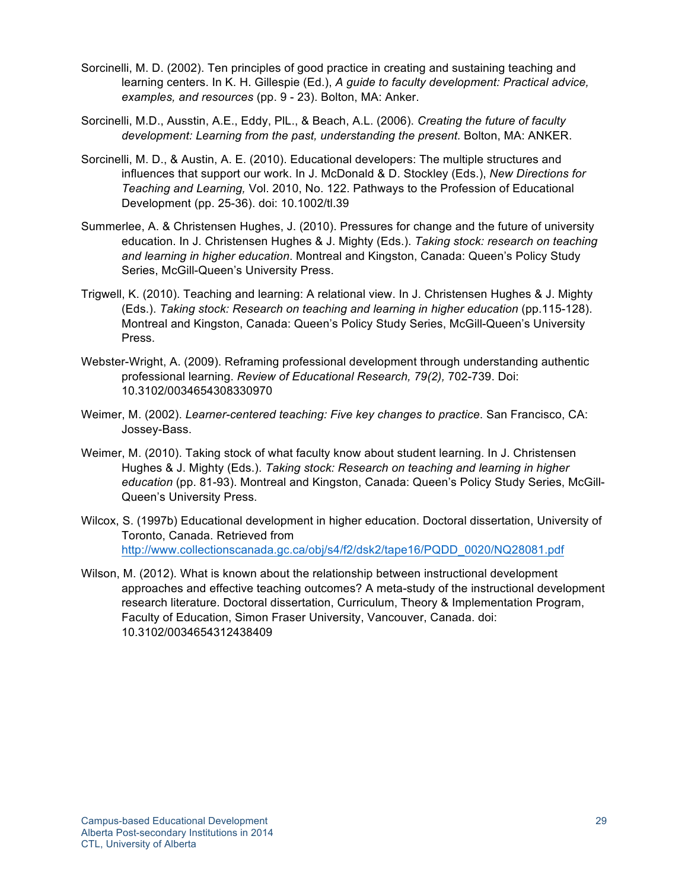Sorcinelli, M. D. (2002). Ten principles of good practice in creating and sustaining teaching and learning centers. In K. H. Gillespie (Ed.), *A guide to faculty development: Practical advice, examples, and resources* (pp. 9 - 23). Bolton, MA: Anker.

Sorcinelli, M.D., Ausstin, A.E., Eddy, PlL., & Beach, A.L. (2006). *Creating the future of faculty development: Learning from the past, understanding the present.* Bolton, MA: ANKER.

Sorcinelli, M. D., & Austin, A. E. (2010). Educational developers: The multiple structures and influences that support our work. In J. McDonald & D. Stockley (Eds.), *New Directions for Teaching and Learning,* Vol. 2010, No. 122. Pathways to the Profession of Educational Development (pp. 25-36). doi: 10.1002/tl.39

Summerlee, A. & Christensen Hughes, J. (2010). Pressures for change and the future of university education. In J. Christensen Hughes & J. Mighty (Eds.). *Taking stock: research on teaching and learning in higher education*. Montreal and Kingston, Canada: Queen's Policy Study Series, McGill-Queen's University Press.

Trigwell, K. (2010). Teaching and learning: A relational view. In J. Christensen Hughes & J. Mighty (Eds.). *Taking stock: Research on teaching and learning in higher education* (pp.115-128). Montreal and Kingston, Canada: Queen's Policy Study Series, McGill-Queen's University Press.

Webster-Wright, A. (2009). Reframing professional development through understanding authentic professional learning. *Review of Educational Research, 79(2),* 702-739. Doi: 10.3102/0034654308330970

Weimer, M. (2002). *Learner-centered teaching: Five key changes to practice*. San Francisco, CA: Jossey-Bass.

Weimer, M. (2010). Taking stock of what faculty know about student learning. In J. Christensen Hughes & J. Mighty (Eds.). *Taking stock: Research on teaching and learning in higher education* (pp. 81-93). Montreal and Kingston, Canada: Queen's Policy Study Series, McGill-Queen's University Press.

Wilcox, S. (1997b) Educational development in higher education. Doctoral dissertation, University of Toronto, Canada. Retrieved from http://www.collectionscanada.gc.ca/obj/s4/f2/dsk2/tape16/PQDD_0020/NQ28081.pdf

Wilson, M. (2012). What is known about the relationship between instructional development approaches and effective teaching outcomes? A meta-study of the instructional development research literature. Doctoral dissertation, Curriculum, Theory & Implementation Program, Faculty of Education, Simon Fraser University, Vancouver, Canada. doi: 10.3102/0034654312438409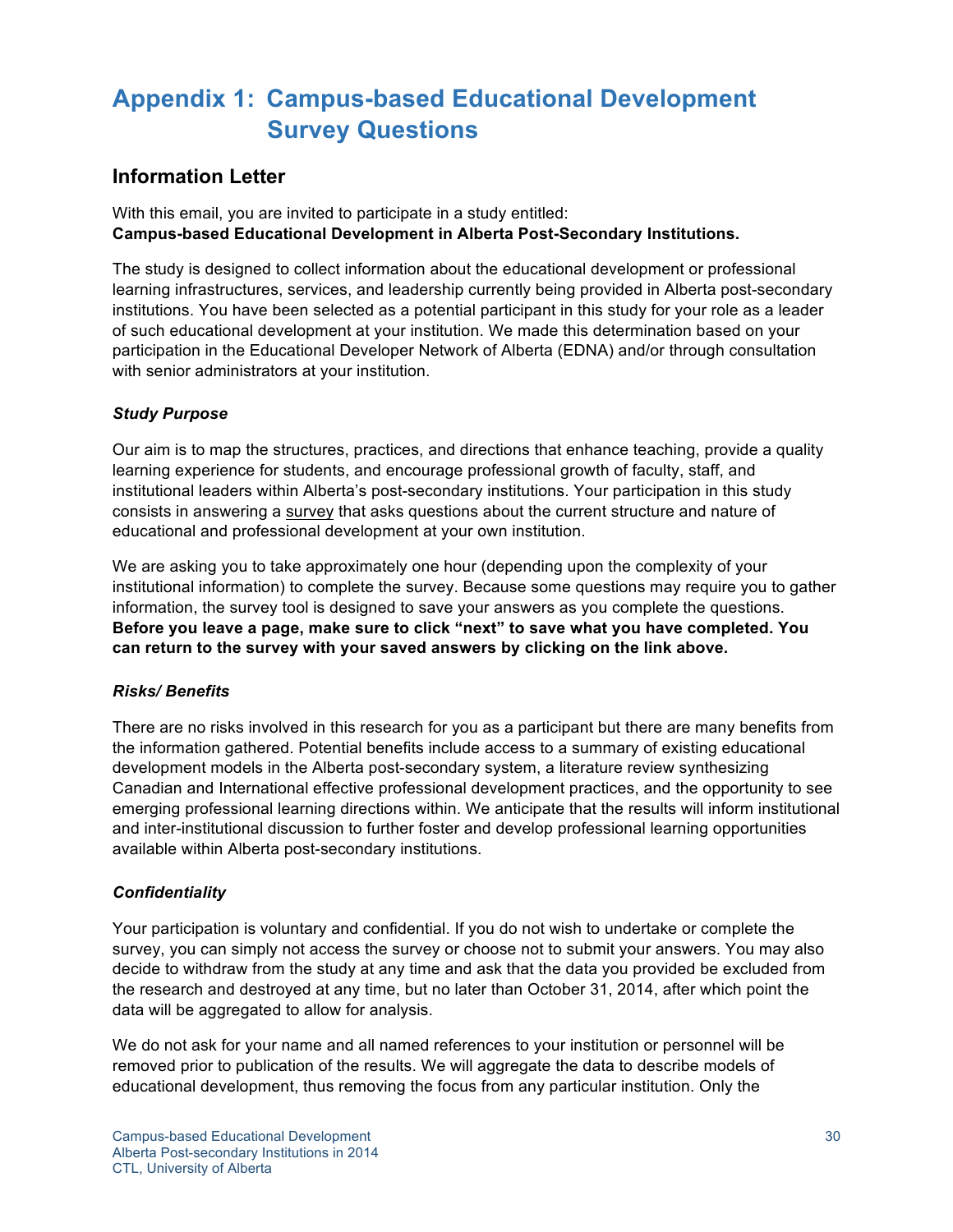# Appendix 1: Campus-based Educational Development Survey Questions

## Information Letter

With this email, you are invited to participate in a study entitled:
**Campus-based Educational Development in Alberta Post-Secondary Institutions.**

The study is designed to collect information about the educational development or professional learning infrastructures, services, and leadership currently being provided in Alberta post-secondary institutions. You have been selected as a potential participant in this study for your role as a leader of such educational development at your institution. We made this determination based on your participation in the Educational Developer Network of Alberta (EDNA) and/or through consultation with senior administrators at your institution.

### *Study Purpose*

Our aim is to map the structures, practices, and directions that enhance teaching, provide a quality learning experience for students, and encourage professional growth of faculty, staff, and institutional leaders within Alberta's post-secondary institutions. Your participation in this study consists in answering a survey that asks questions about the current structure and nature of educational and professional development at your own institution.

We are asking you to take approximately one hour (depending upon the complexity of your institutional information) to complete the survey. Because some questions may require you to gather information, the survey tool is designed to save your answers as you complete the questions. **Before you leave a page, make sure to click "next" to save what you have completed. You can return to the survey with your saved answers by clicking on the link above.**

### *Risks/ Benefits*

There are no risks involved in this research for you as a participant but there are many benefits from the information gathered. Potential benefits include access to a summary of existing educational development models in the Alberta post-secondary system, a literature review synthesizing Canadian and International effective professional development practices, and the opportunity to see emerging professional learning directions within. We anticipate that the results will inform institutional and inter-institutional discussion to further foster and develop professional learning opportunities available within Alberta post-secondary institutions.

### *Confidentiality*

Your participation is voluntary and confidential. If you do not wish to undertake or complete the survey, you can simply not access the survey or choose not to submit your answers. You may also decide to withdraw from the study at any time and ask that the data you provided be excluded from the research and destroyed at any time, but no later than October 31, 2014, after which point the data will be aggregated to allow for analysis.

We do not ask for your name and all named references to your institution or personnel will be removed prior to publication of the results. We will aggregate the data to describe models of educational development, thus removing the focus from any particular institution. Only the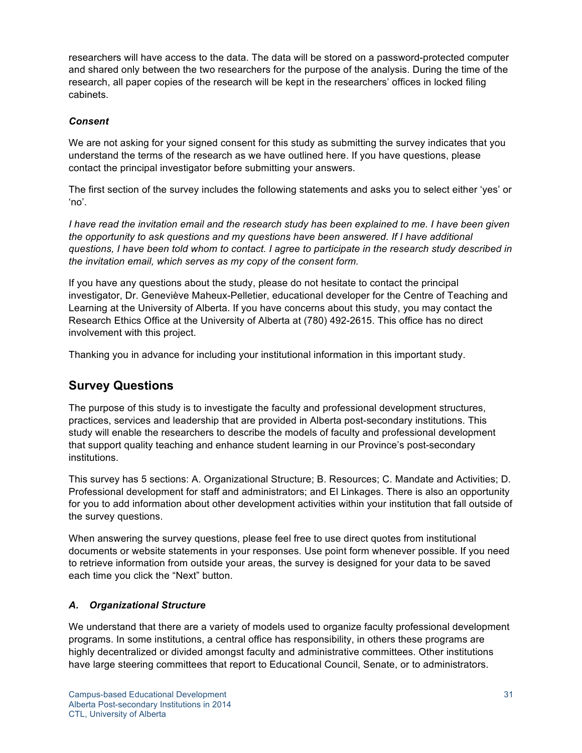researchers will have access to the data. The data will be stored on a password-protected computer and shared only between the two researchers for the purpose of the analysis. During the time of the research, all paper copies of the research will be kept in the researchers' offices in locked filing cabinets.

### *Consent*

We are not asking for your signed consent for this study as submitting the survey indicates that you understand the terms of the research as we have outlined here. If you have questions, please contact the principal investigator before submitting your answers.

The first section of the survey includes the following statements and asks you to select either 'yes' or 'no'.

*I have read the invitation email and the research study has been explained to me. I have been given the opportunity to ask questions and my questions have been answered. If I have additional questions, I have been told whom to contact. I agree to participate in the research study described in the invitation email, which serves as my copy of the consent form.*

If you have any questions about the study, please do not hesitate to contact the principal investigator, Dr. Geneviève Maheux-Pelletier, educational developer for the Centre of Teaching and Learning at the University of Alberta. If you have concerns about this study, you may contact the Research Ethics Office at the University of Alberta at (780) 492-2615. This office has no direct involvement with this project.

Thanking you in advance for including your institutional information in this important study.

## Survey Questions

The purpose of this study is to investigate the faculty and professional development structures, practices, services and leadership that are provided in Alberta post-secondary institutions. This study will enable the researchers to describe the models of faculty and professional development that support quality teaching and enhance student learning in our Province's post-secondary institutions.

This survey has 5 sections: A. Organizational Structure; B. Resources; C. Mandate and Activities; D. Professional development for staff and administrators; and El Linkages. There is also an opportunity for you to add information about other development activities within your institution that fall outside of the survey questions.

When answering the survey questions, please feel free to use direct quotes from institutional documents or website statements in your responses. Use point form whenever possible. If you need to retrieve information from outside your areas, the survey is designed for your data to be saved each time you click the "Next" button.

### *A. Organizational Structure*

We understand that there are a variety of models used to organize faculty professional development programs. In some institutions, a central office has responsibility, in others these programs are highly decentralized or divided amongst faculty and administrative committees. Other institutions have large steering committees that report to Educational Council, Senate, or to administrators.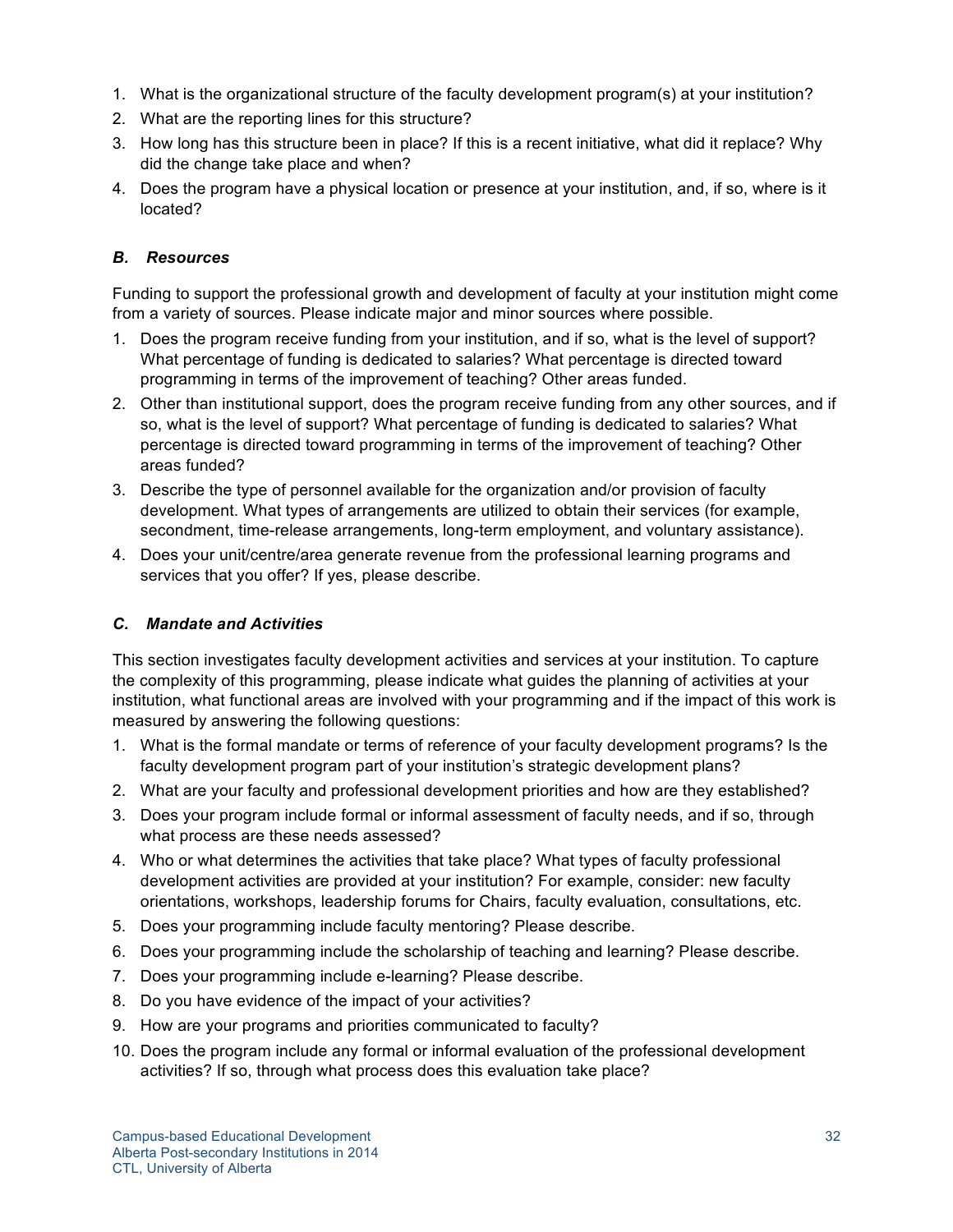1. What is the organizational structure of the faculty development program(s) at your institution?
2. What are the reporting lines for this structure?
3. How long has this structure been in place? If this is a recent initiative, what did it replace? Why did the change take place and when?
4. Does the program have a physical location or presence at your institution, and, if so, where is it located?

### *B. Resources*

Funding to support the professional growth and development of faculty at your institution might come from a variety of sources. Please indicate major and minor sources where possible.

1. Does the program receive funding from your institution, and if so, what is the level of support? What percentage of funding is dedicated to salaries? What percentage is directed toward programming in terms of the improvement of teaching? Other areas funded.
2. Other than institutional support, does the program receive funding from any other sources, and if so, what is the level of support? What percentage of funding is dedicated to salaries? What percentage is directed toward programming in terms of the improvement of teaching? Other areas funded?
3. Describe the type of personnel available for the organization and/or provision of faculty development. What types of arrangements are utilized to obtain their services (for example, secondment, time-release arrangements, long-term employment, and voluntary assistance).
4. Does your unit/centre/area generate revenue from the professional learning programs and services that you offer? If yes, please describe.

### *C. Mandate and Activities*

This section investigates faculty development activities and services at your institution. To capture the complexity of this programming, please indicate what guides the planning of activities at your institution, what functional areas are involved with your programming and if the impact of this work is measured by answering the following questions:

1. What is the formal mandate or terms of reference of your faculty development programs? Is the faculty development program part of your institution's strategic development plans?
2. What are your faculty and professional development priorities and how are they established?
3. Does your program include formal or informal assessment of faculty needs, and if so, through what process are these needs assessed?
4. Who or what determines the activities that take place? What types of faculty professional development activities are provided at your institution? For example, consider: new faculty orientations, workshops, leadership forums for Chairs, faculty evaluation, consultations, etc.
5. Does your programming include faculty mentoring? Please describe.
6. Does your programming include the scholarship of teaching and learning? Please describe.
7. Does your programming include e-learning? Please describe.
8. Do you have evidence of the impact of your activities?
9. How are your programs and priorities communicated to faculty?
10. Does the program include any formal or informal evaluation of the professional development activities? If so, through what process does this evaluation take place?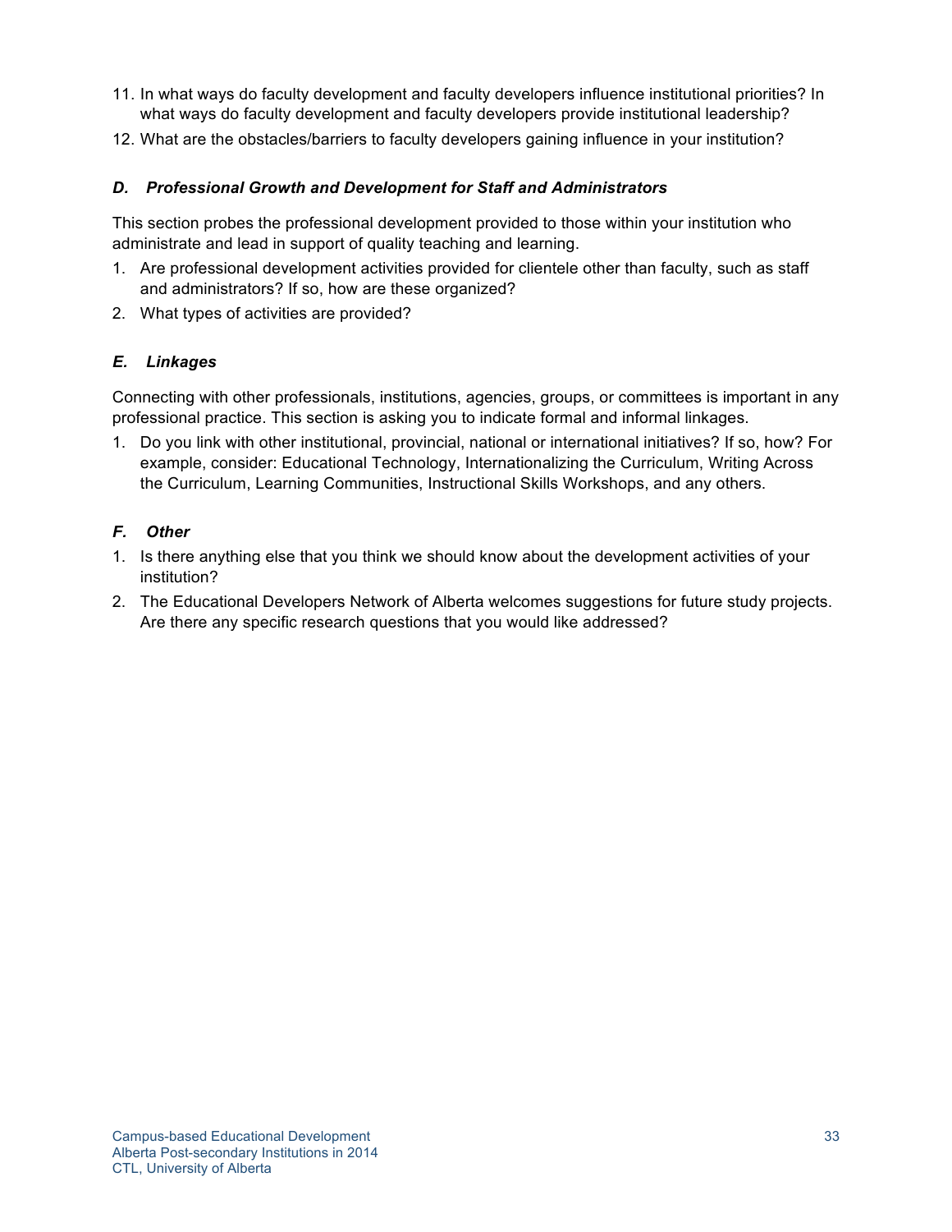11. In what ways do faculty development and faculty developers influence institutional priorities? In what ways do faculty development and faculty developers provide institutional leadership?
12. What are the obstacles/barriers to faculty developers gaining influence in your institution?

### *D. Professional Growth and Development for Staff and Administrators*

This section probes the professional development provided to those within your institution who administrate and lead in support of quality teaching and learning.

1. Are professional development activities provided for clientele other than faculty, such as staff and administrators? If so, how are these organized?
2. What types of activities are provided?

### *E. Linkages*

Connecting with other professionals, institutions, agencies, groups, or committees is important in any professional practice. This section is asking you to indicate formal and informal linkages.

1. Do you link with other institutional, provincial, national or international initiatives? If so, how? For example, consider: Educational Technology, Internationalizing the Curriculum, Writing Across the Curriculum, Learning Communities, Instructional Skills Workshops, and any others.

### *F. Other*

1. Is there anything else that you think we should know about the development activities of your institution?
2. The Educational Developers Network of Alberta welcomes suggestions for future study projects. Are there any specific research questions that you would like addressed?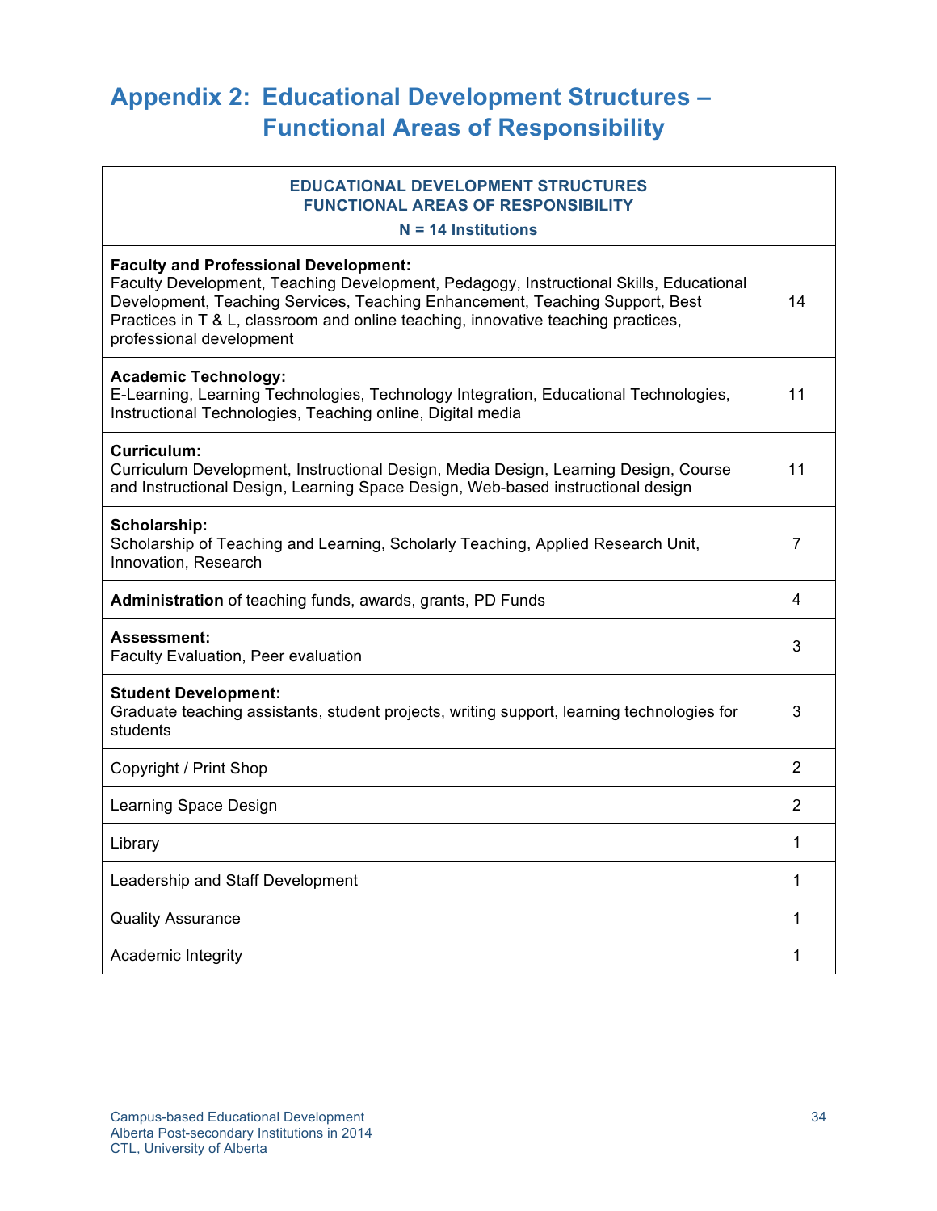# Appendix 2: Educational Development Structures – Functional Areas of Responsibility

| EDUCATIONAL DEVELOPMENT STRUCTURES FUNCTIONAL AREAS OF RESPONSIBILITY N = 14 Institutions | |
|---|---|
| **Faculty and Professional Development:** Faculty Development, Teaching Development, Pedagogy, Instructional Skills, Educational Development, Teaching Services, Teaching Enhancement, Teaching Support, Best Practices in T & L, classroom and online teaching, innovative teaching practices, professional development | 14 |
| **Academic Technology:** E-Learning, Learning Technologies, Technology Integration, Educational Technologies, Instructional Technologies, Teaching online, Digital media | 11 |
| **Curriculum:** Curriculum Development, Instructional Design, Media Design, Learning Design, Course and Instructional Design, Learning Space Design, Web-based instructional design | 11 |
| **Scholarship:** Scholarship of Teaching and Learning, Scholarly Teaching, Applied Research Unit, Innovation, Research | 7 |
| **Administration** of teaching funds, awards, grants, PD Funds | 4 |
| **Assessment:** Faculty Evaluation, Peer evaluation | 3 |
| **Student Development:** Graduate teaching assistants, student projects, writing support, learning technologies for students | 3 |
| Copyright / Print Shop | 2 |
| Learning Space Design | 2 |
| Library | 1 |
| Leadership and Staff Development | 1 |
| Quality Assurance | 1 |
| Academic Integrity | 1 |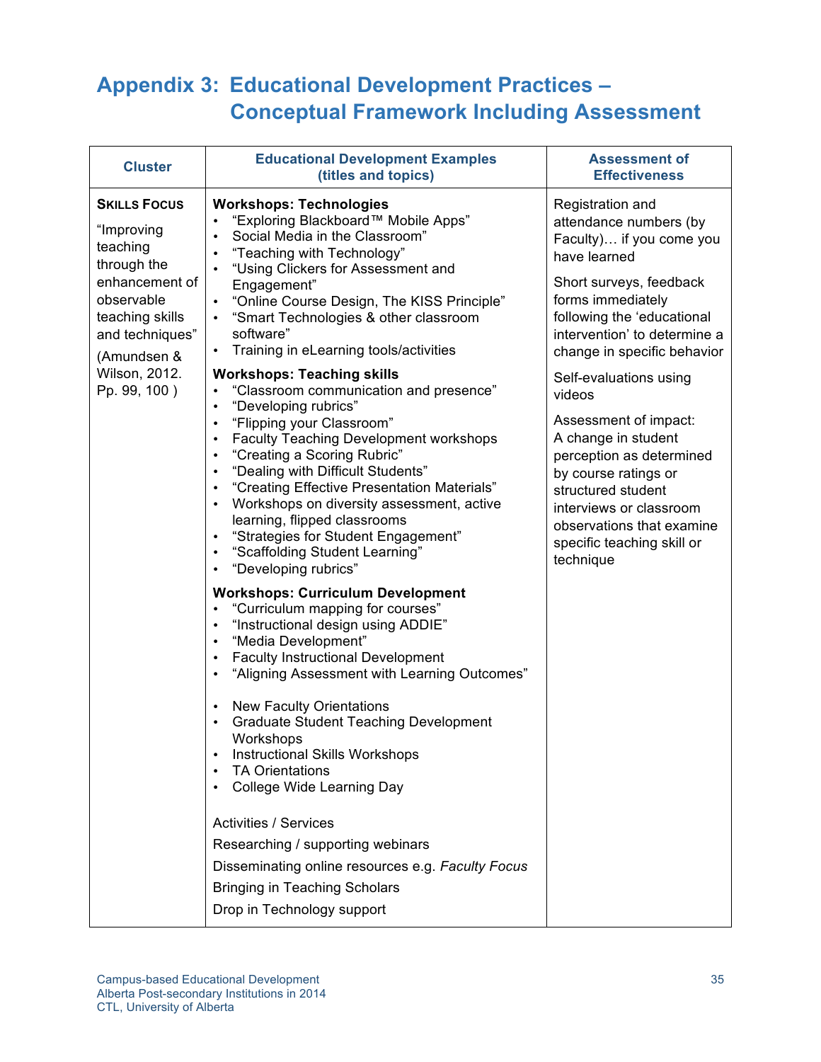# Appendix 3: Educational Development Practices – Conceptual Framework Including Assessment

| Cluster | Educational Development Examples (titles and topics) | Assessment of Effectiveness |
|---|---|---|
| **Skills Focus**<br><br>"Improving teaching through the enhancement of observable teaching skills and techniques"<br><br>(Amundsen & Wilson, 2012. Pp. 99, 100 ) | **Workshops: Technologies**<br>• "Exploring Blackboard™ Mobile Apps"<br>• Social Media in the Classroom"<br>• "Teaching with Technology"<br>• "Using Clickers for Assessment and Engagement"<br>• "Online Course Design, The KISS Principle"<br>• "Smart Technologies & other classroom software"<br>• Training in eLearning tools/activities<br><br>**Workshops: Teaching skills**<br>• "Classroom communication and presence"<br>• "Developing rubrics"<br>• "Flipping your Classroom"<br>• Faculty Teaching Development workshops<br>• "Creating a Scoring Rubric"<br>• "Dealing with Difficult Students"<br>• "Creating Effective Presentation Materials"<br>• Workshops on diversity assessment, active learning, flipped classrooms<br>• "Strategies for Student Engagement"<br>• "Scaffolding Student Learning"<br>• "Developing rubrics"<br><br>**Workshops: Curriculum Development**<br>• "Curriculum mapping for courses"<br>• "Instructional design using ADDIE"<br>• "Media Development"<br>• Faculty Instructional Development<br>• "Aligning Assessment with Learning Outcomes"<br><br>• New Faculty Orientations<br>• Graduate Student Teaching Development Workshops<br>• Instructional Skills Workshops<br>• TA Orientations<br>• College Wide Learning Day<br><br>Activities / Services<br>Researching / supporting webinars<br>Disseminating online resources e.g. *Faculty Focus*<br>Bringing in Teaching Scholars<br>Drop in Technology support | Registration and attendance numbers (by Faculty)… if you come you have learned<br><br>Short surveys, feedback forms immediately following the 'educational intervention' to determine a change in specific behavior<br><br>Self-evaluations using videos<br><br>Assessment of impact: A change in student perception as determined by course ratings or structured student interviews or classroom observations that examine specific teaching skill or technique |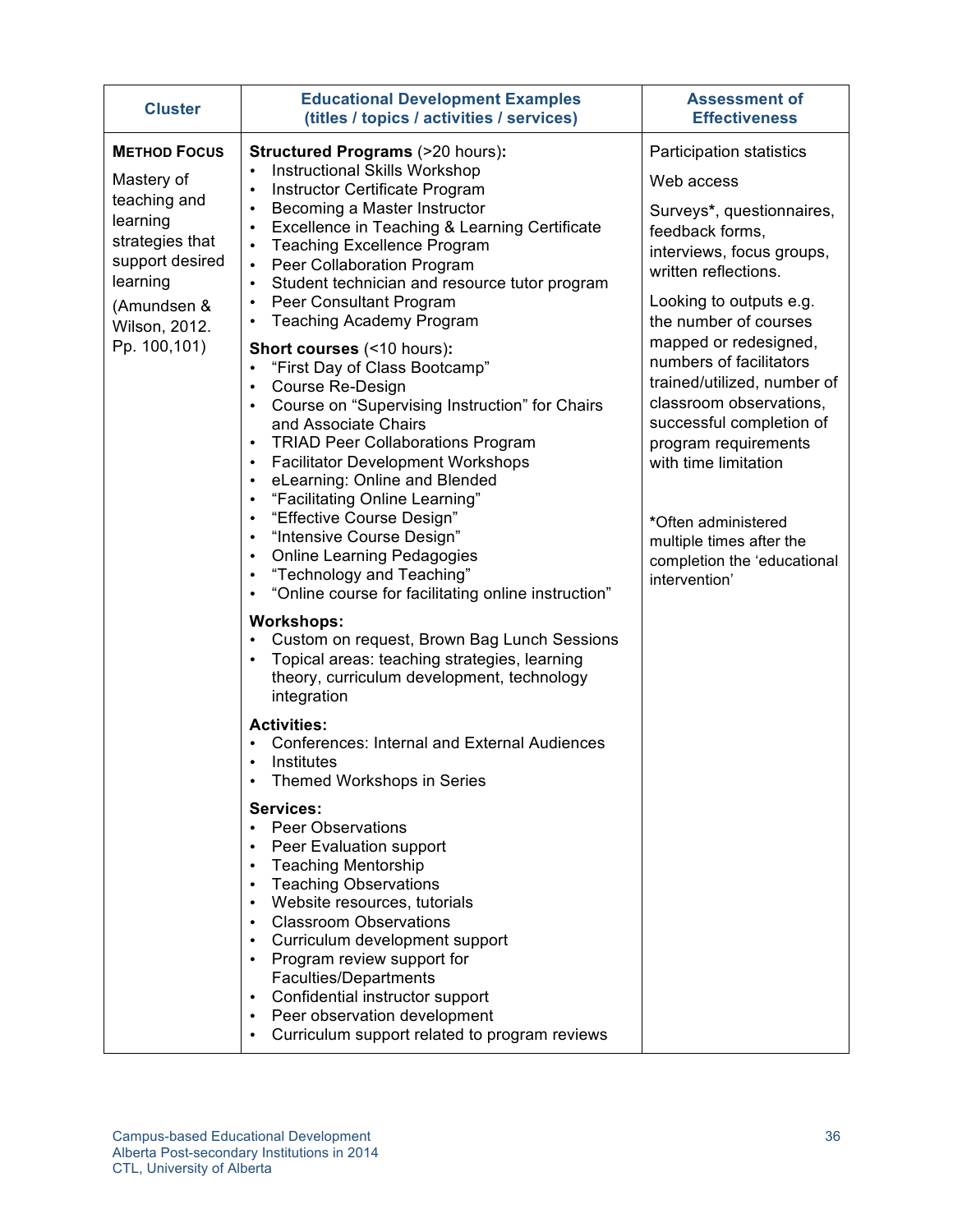| Cluster | Educational Development Examples (titles / topics / activities / services) | Assessment of Effectiveness |
| --- | --- | --- |
| **METHOD FOCUS**<br><br>Mastery of teaching and learning strategies that support desired learning<br><br>(Amundsen & Wilson, 2012. Pp. 100,101) | **Structured Programs** (>20 hours)**:**<br>• Instructional Skills Workshop<br>• Instructor Certificate Program<br>• Becoming a Master Instructor<br>• Excellence in Teaching & Learning Certificate<br>• Teaching Excellence Program<br>• Peer Collaboration Program<br>• Student technician and resource tutor program<br>• Peer Consultant Program<br>• Teaching Academy Program<br><br>**Short courses** (<10 hours)**:**<br>• "First Day of Class Bootcamp"<br>• Course Re-Design<br>• Course on "Supervising Instruction" for Chairs and Associate Chairs<br>• TRIAD Peer Collaborations Program<br>• Facilitator Development Workshops<br>• eLearning: Online and Blended<br>• "Facilitating Online Learning"<br>• "Effective Course Design"<br>• "Intensive Course Design"<br>• Online Learning Pedagogies<br>• "Technology and Teaching"<br>• "Online course for facilitating online instruction"<br><br>**Workshops:**<br>• Custom on request, Brown Bag Lunch Sessions<br>• Topical areas: teaching strategies, learning theory, curriculum development, technology integration<br><br>**Activities:**<br>• Conferences: Internal and External Audiences<br>• Institutes<br>• Themed Workshops in Series<br><br>**Services:**<br>• Peer Observations<br>• Peer Evaluation support<br>• Teaching Mentorship<br>• Teaching Observations<br>• Website resources, tutorials<br>• Classroom Observations<br>• Curriculum development support<br>• Program review support for Faculties/Departments<br>• Confidential instructor support<br>• Peer observation development<br>• Curriculum support related to program reviews | Participation statistics<br><br>Web access<br><br>Surveys*, questionnaires, feedback forms, interviews, focus groups, written reflections.<br><br>Looking to outputs e.g. the number of courses mapped or redesigned, numbers of facilitators trained/utilized, number of classroom observations, successful completion of program requirements with time limitation<br><br>*Often administered multiple times after the completion the 'educational intervention' |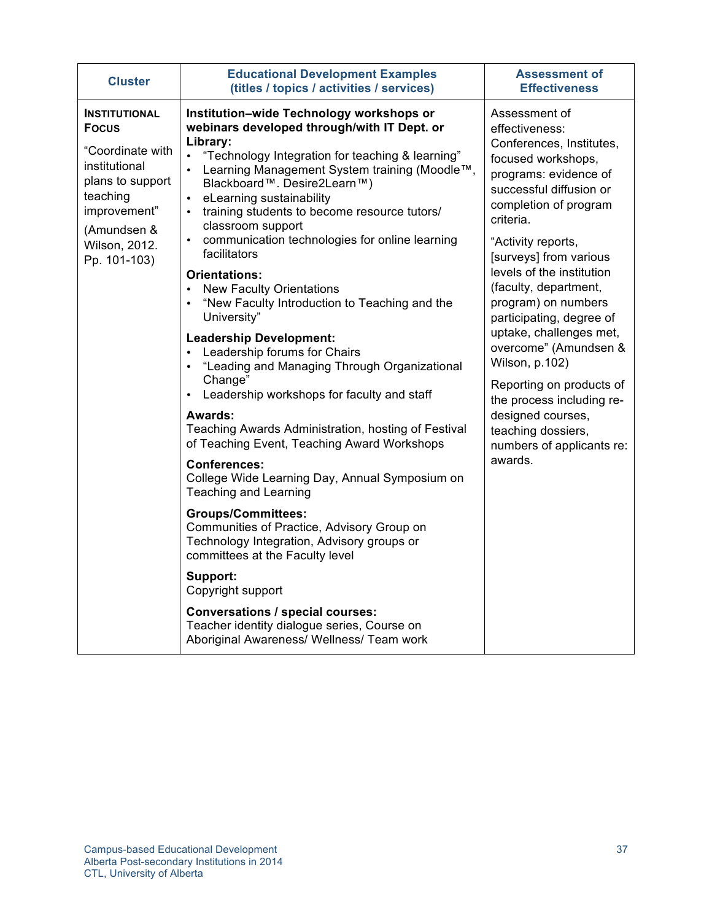| Cluster | Educational Development Examples (titles / topics / activities / services) | Assessment of Effectiveness |
|---|---|---|
| **INSTITUTIONAL FOCUS**<br><br>"Coordinate with institutional plans to support teaching improvement"<br><br>(Amundsen & Wilson, 2012. Pp. 101-103) | **Institution–wide Technology workshops or webinars developed through/with IT Dept. or Library:**<br>• "Technology Integration for teaching & learning"<br>• Learning Management System training (Moodle™, Blackboard™. Desire2Learn™)<br>• eLearning sustainability<br>• training students to become resource tutors/ classroom support<br>• communication technologies for online learning facilitators<br><br>**Orientations:**<br>• New Faculty Orientations<br>• "New Faculty Introduction to Teaching and the University"<br><br>**Leadership Development:**<br>• Leadership forums for Chairs<br>• "Leading and Managing Through Organizational Change"<br>• Leadership workshops for faculty and staff<br><br>**Awards:**<br>Teaching Awards Administration, hosting of Festival of Teaching Event, Teaching Award Workshops<br><br>**Conferences:**<br>College Wide Learning Day, Annual Symposium on Teaching and Learning<br><br>**Groups/Committees:**<br>Communities of Practice, Advisory Group on Technology Integration, Advisory groups or committees at the Faculty level<br><br>**Support:**<br>Copyright support<br><br>**Conversations / special courses:**<br>Teacher identity dialogue series, Course on Aboriginal Awareness/ Wellness/ Team work | Assessment of effectiveness: Conferences, Institutes, focused workshops, programs: evidence of successful diffusion or completion of program criteria.<br><br>"Activity reports, [surveys] from various levels of the institution (faculty, department, program) on numbers participating, degree of uptake, challenges met, overcome" (Amundsen & Wilson, p.102)<br><br>Reporting on products of the process including re-designed courses, teaching dossiers, numbers of applicants re: awards. |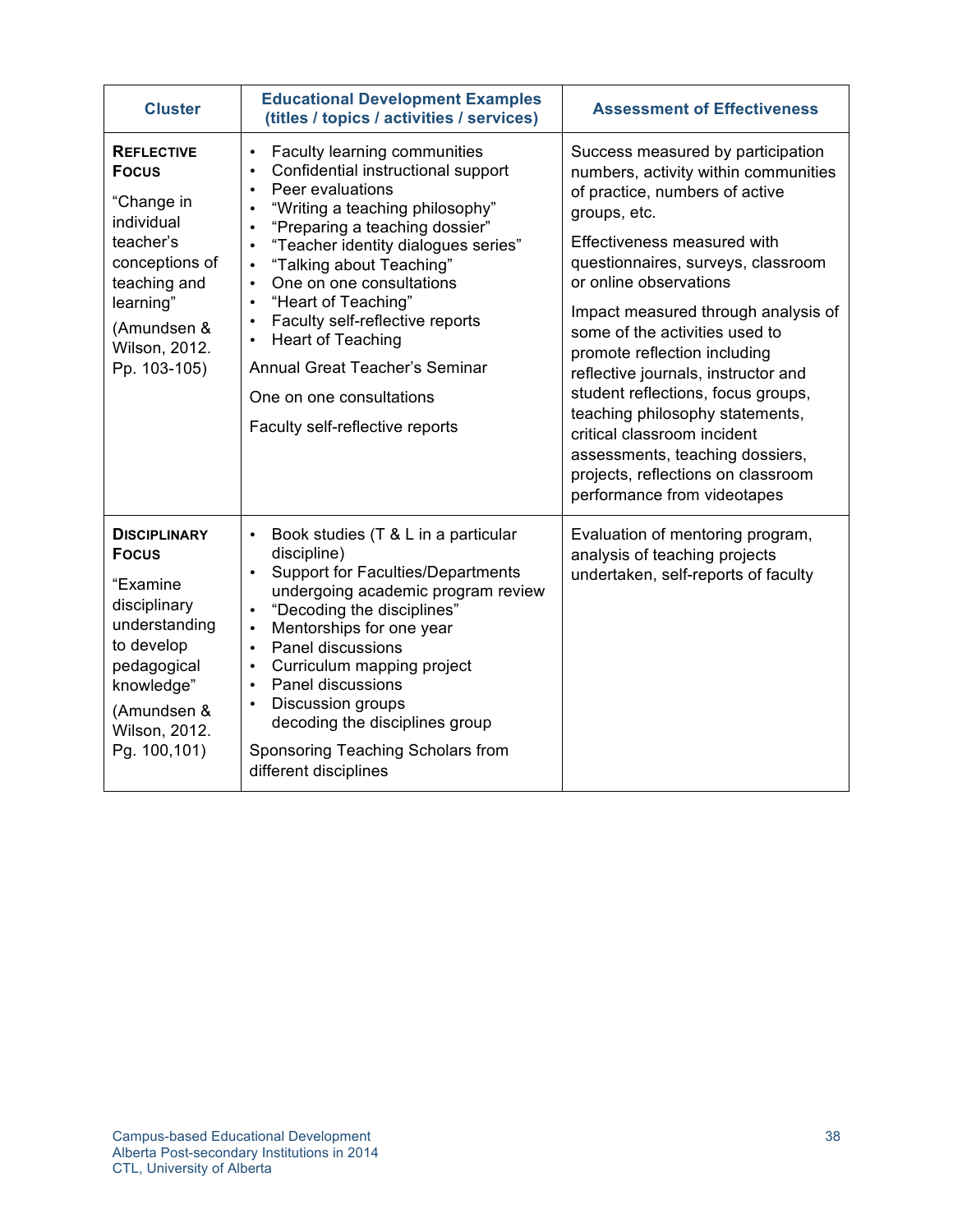| Cluster | Educational Development Examples (titles / topics / activities / services) | Assessment of Effectiveness |
|---|---|---|
| **REFLECTIVE FOCUS**<br><br>"Change in individual teacher's conceptions of teaching and learning"<br><br>(Amundsen & Wilson, 2012. Pp. 103-105) | • Faculty learning communities<br>• Confidential instructional support<br>• Peer evaluations<br>• "Writing a teaching philosophy"<br>• "Preparing a teaching dossier"<br>• "Teacher identity dialogues series"<br>• "Talking about Teaching"<br>• One on one consultations<br>• "Heart of Teaching"<br>• Faculty self-reflective reports<br>• Heart of Teaching<br><br>Annual Great Teacher's Seminar<br><br>One on one consultations<br><br>Faculty self-reflective reports | Success measured by participation numbers, activity within communities of practice, numbers of active groups, etc.<br><br>Effectiveness measured with questionnaires, surveys, classroom or online observations<br><br>Impact measured through analysis of some of the activities used to promote reflection including reflective journals, instructor and student reflections, focus groups, teaching philosophy statements, critical classroom incident assessments, teaching dossiers, projects, reflections on classroom performance from videotapes |
| **DISCIPLINARY FOCUS**<br><br>"Examine disciplinary understanding to develop pedagogical knowledge"<br><br>(Amundsen & Wilson, 2012. Pg. 100,101) | • Book studies (T & L in a particular discipline)<br>• Support for Faculties/Departments undergoing academic program review<br>• "Decoding the disciplines"<br>• Mentorships for one year<br>• Panel discussions<br>• Curriculum mapping project<br>• Panel discussions<br>• Discussion groups decoding the disciplines group<br><br>Sponsoring Teaching Scholars from different disciplines | Evaluation of mentoring program, analysis of teaching projects undertaken, self-reports of faculty |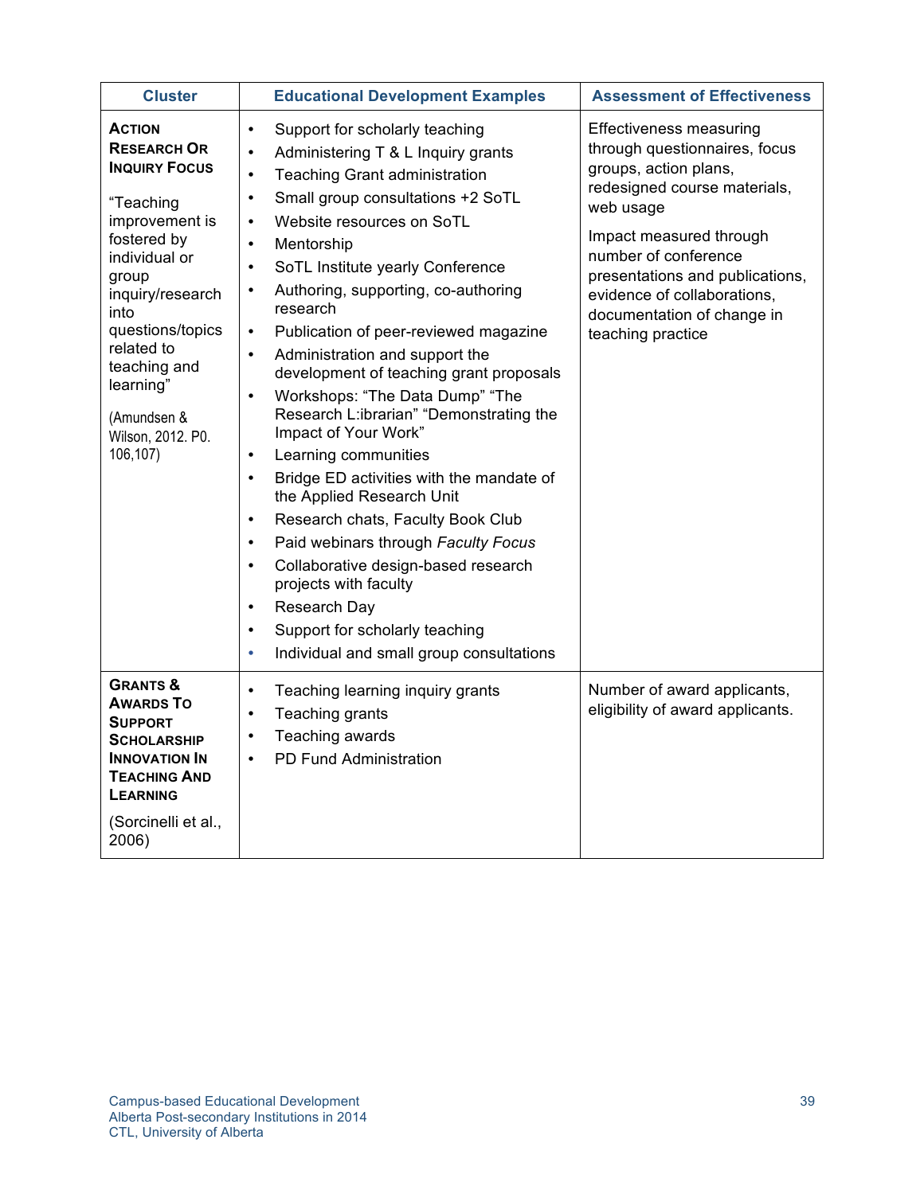| Cluster | Educational Development Examples | Assessment of Effectiveness |
| --- | --- | --- |
| **Action Research Or Inquiry Focus**<br><br>"Teaching improvement is fostered by individual or group inquiry/research into questions/topics related to teaching and learning"<br><br>(Amundsen & Wilson, 2012. P0. 106,107) | • Support for scholarly teaching<br>• Administering T & L Inquiry grants<br>• Teaching Grant administration<br>• Small group consultations +2 SoTL<br>• Website resources on SoTL<br>• Mentorship<br>• SoTL Institute yearly Conference<br>• Authoring, supporting, co-authoring research<br>• Publication of peer-reviewed magazine<br>• Administration and support the development of teaching grant proposals<br>• Workshops: "The Data Dump" "The Research L:ibrarian" "Demonstrating the Impact of Your Work"<br>• Learning communities<br>• Bridge ED activities with the mandate of the Applied Research Unit<br>• Research chats, Faculty Book Club<br>• Paid webinars through *Faculty Focus*<br>• Collaborative design-based research projects with faculty<br>• Research Day<br>• Support for scholarly teaching<br>• Individual and small group consultations | Effectiveness measuring through questionnaires, focus groups, action plans, redesigned course materials, web usage<br><br>Impact measured through number of conference presentations and publications, evidence of collaborations, documentation of change in teaching practice |
| **Grants & Awards To Support Scholarship Innovation In Teaching And Learning**<br><br>(Sorcinelli et al., 2006) | • Teaching learning inquiry grants<br>• Teaching grants<br>• Teaching awards<br>• PD Fund Administration | Number of award applicants, eligibility of award applicants. |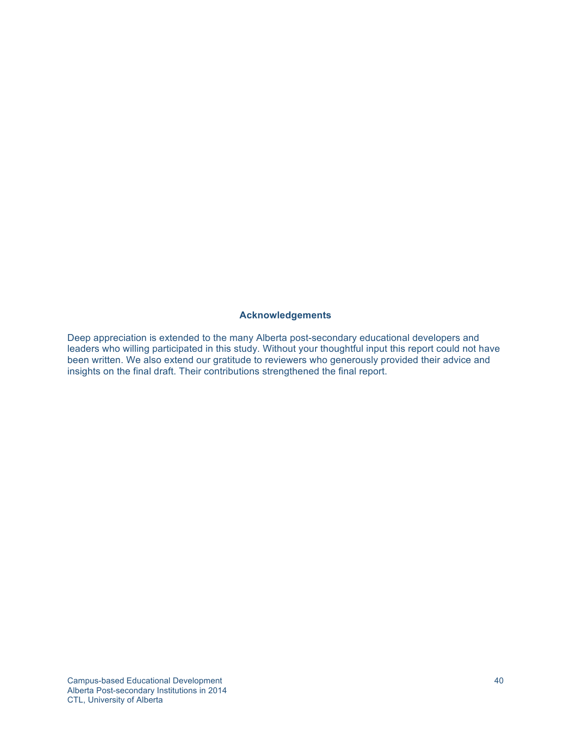## Acknowledgements

Deep appreciation is extended to the many Alberta post-secondary educational developers and leaders who willing participated in this study. Without your thoughtful input this report could not have been written. We also extend our gratitude to reviewers who generously provided their advice and insights on the final draft. Their contributions strengthened the final report.